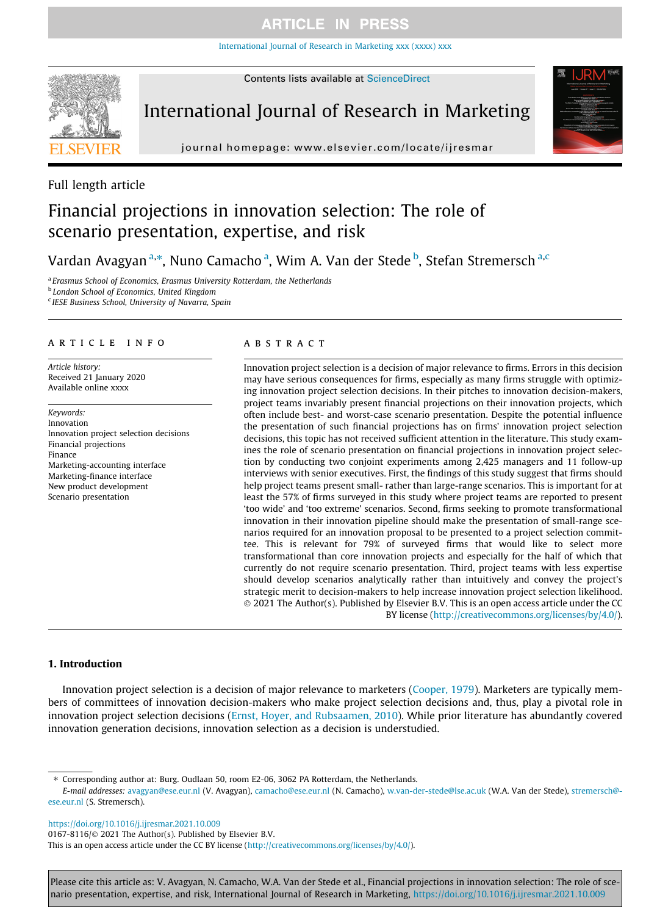Full length article

# Financial projections in innovation selection: The role of scenario presentation, expertise, and risk

Vardan Avagyan [a,*], Nuno Camacho [a], Wim A. Van der Stede [b], Stefan Stremersch [a,c]

[a] Erasmus School of Economics, Erasmus University Rotterdam, the Netherlands
[b] London School of Economics, United Kingdom
[c] IESE Business School, University of Navarra, Spain

## ARTICLE INFO

*Article history:*
Received 21 January 2020
Available online xxxx

*Keywords:*
Innovation
Innovation project selection decisions
Financial projections
Finance
Marketing-accounting interface
Marketing-finance interface
New product development
Scenario presentation

## ABSTRACT

Innovation project selection is a decision of major relevance to firms. Errors in this decision may have serious consequences for firms, especially as many firms struggle with optimizing innovation project selection decisions. In their pitches to innovation decision-makers, project teams invariably present financial projections on their innovation projects, which often include best- and worst-case scenario presentation. Despite the potential influence the presentation of such financial projections has on firms' innovation project selection decisions, this topic has not received sufficient attention in the literature. This study examines the role of scenario presentation on financial projections in innovation project selection by conducting two conjoint experiments among 2,425 managers and 11 follow-up interviews with senior executives. First, the findings of this study suggest that firms should help project teams present small- rather than large-range scenarios. This is important for at least the 57% of firms surveyed in this study where project teams are reported to present 'too wide' and 'too extreme' scenarios. Second, firms seeking to promote transformational innovation in their innovation pipeline should make the presentation of small-range scenarios required for an innovation proposal to be presented to a project selection committee. This is relevant for 79% of surveyed firms that would like to select more transformational than core innovation projects and especially for the half of which that currently do not require scenario presentation. Third, project teams with less expertise should develop scenarios analytically rather than intuitively and convey the project's strategic merit to decision-makers to help increase innovation project selection likelihood.

© 2021 The Author(s). Published by Elsevier B.V. This is an open access article under the CC BY license (http://creativecommons.org/licenses/by/4.0/).

## 1. Introduction

Innovation project selection is a decision of major relevance to marketers (Cooper, 1979). Marketers are typically members of committees of innovation decision-makers who make project selection decisions and, thus, play a pivotal role in innovation project selection decisions (Ernst, Hoyer, and Rubsaamen, 2010). While prior literature has abundantly covered innovation generation decisions, innovation selection as a decision is understudied.

---

* Corresponding author at: Burg. Oudlaan 50, room E2-06, 3062 PA Rotterdam, the Netherlands.
*E-mail addresses:* avagyan@ese.eur.nl (V. Avagyan), camacho@ese.eur.nl (N. Camacho), w.van-der-stede@lse.ac.uk (W.A. Van der Stede), stremersch@ese.eur.nl (S. Stremersch).

https://doi.org/10.1016/j.ijresmar.2021.10.009
0167-8116/© 2021 The Author(s). Published by Elsevier B.V.
This is an open access article under the CC BY license (http://creativecommons.org/licenses/by/4.0/).

Please cite this article as: V. Avagyan, N. Camacho, W.A. Van der Stede et al., Financial projections in innovation selection: The role of scenario presentation, expertise, and risk, International Journal of Research in Marketing, https://doi.org/10.1016/j.ijresmar.2021.10.009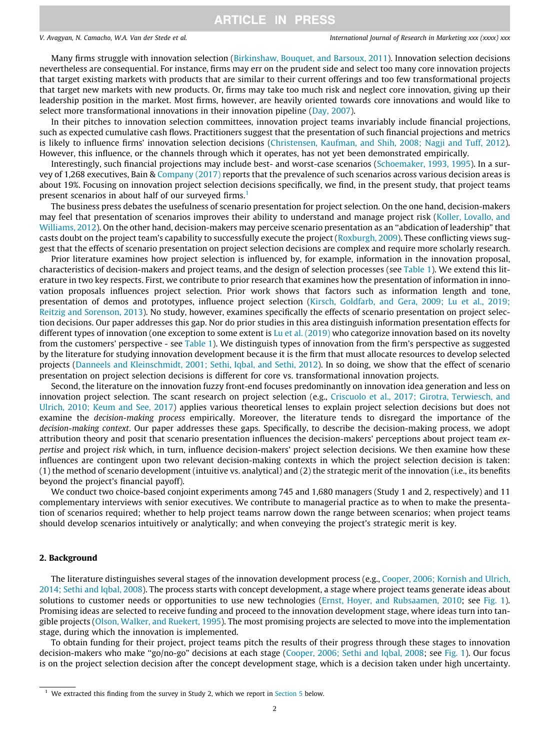Many firms struggle with innovation selection (Birkinshaw, Bouquet, and Barsoux, 2011). Innovation selection decisions nevertheless are consequential. For instance, firms may err on the prudent side and select too many core innovation projects that target existing markets with products that are similar to their current offerings and too few transformational projects that target new markets with new products. Or, firms may take too much risk and neglect core innovation, giving up their leadership position in the market. Most firms, however, are heavily oriented towards core innovations and would like to select more transformational innovations in their innovation pipeline (Day, 2007).

In their pitches to innovation selection committees, innovation project teams invariably include financial projections, such as expected cumulative cash flows. Practitioners suggest that the presentation of such financial projections and metrics is likely to influence firms' innovation selection decisions (Christensen, Kaufman, and Shih, 2008; Nagji and Tuff, 2012). However, this influence, or the channels through which it operates, has not yet been demonstrated empirically.

Interestingly, such financial projections may include best- and worst-case scenarios (Schoemaker, 1993, 1995). In a survey of 1,268 executives, Bain & Company (2017) reports that the prevalence of such scenarios across various decision areas is about 19%. Focusing on innovation project selection decisions specifically, we find, in the present study, that project teams present scenarios in about half of our surveyed firms.[1]

The business press debates the usefulness of scenario presentation for project selection. On the one hand, decision-makers may feel that presentation of scenarios improves their ability to understand and manage project risk (Koller, Lovallo, and Williams, 2012). On the other hand, decision-makers may perceive scenario presentation as an "abdication of leadership" that casts doubt on the project team's capability to successfully execute the project (Roxburgh, 2009). These conflicting views suggest that the effects of scenario presentation on project selection decisions are complex and require more scholarly research.

Prior literature examines how project selection is influenced by, for example, information in the innovation proposal, characteristics of decision-makers and project teams, and the design of selection processes (see Table 1). We extend this literature in two key respects. First, we contribute to prior research that examines how the presentation of information in innovation proposals influences project selection. Prior work shows that factors such as information length and tone, presentation of demos and prototypes, influence project selection (Kirsch, Goldfarb, and Gera, 2009; Lu et al., 2019; Reitzig and Sorenson, 2013). No study, however, examines specifically the effects of scenario presentation on project selection decisions. Our paper addresses this gap. Nor do prior studies in this area distinguish information presentation effects for different types of innovation (one exception to some extent is Lu et al. (2019) who categorize innovation based on its novelty from the customers' perspective - see Table 1). We distinguish types of innovation from the firm's perspective as suggested by the literature for studying innovation development because it is the firm that must allocate resources to develop selected projects (Danneels and Kleinschmidt, 2001; Sethi, Iqbal, and Sethi, 2012). In so doing, we show that the effect of scenario presentation on project selection decisions is different for core vs. transformational innovation projects.

Second, the literature on the innovation fuzzy front-end focuses predominantly on innovation idea generation and less on innovation project selection. The scant research on project selection (e.g., Criscuolo et al., 2017; Girotra, Terwiesch, and Ulrich, 2010; Keum and See, 2017) applies various theoretical lenses to explain project selection decisions but does not examine the *decision-making process* empirically. Moreover, the literature tends to disregard the importance of the *decision-making context*. Our paper addresses these gaps. Specifically, to describe the decision-making process, we adopt attribution theory and posit that scenario presentation influences the decision-makers' perceptions about project team *expertise* and project *risk* which, in turn, influence decision-makers' project selection decisions. We then examine how these influences are contingent upon two relevant decision-making contexts in which the project selection decision is taken: (1) the method of scenario development (intuitive vs. analytical) and (2) the strategic merit of the innovation (i.e., its benefits beyond the project's financial payoff).

We conduct two choice-based conjoint experiments among 745 and 1,680 managers (Study 1 and 2, respectively) and 11 complementary interviews with senior executives. We contribute to managerial practice as to when to make the presentation of scenarios required; whether to help project teams narrow down the range between scenarios; when project teams should develop scenarios intuitively or analytically; and when conveying the project's strategic merit is key.

## 2. Background

The literature distinguishes several stages of the innovation development process (e.g., Cooper, 2006; Kornish and Ulrich, 2014; Sethi and Iqbal, 2008). The process starts with concept development, a stage where project teams generate ideas about solutions to customer needs or opportunities to use new technologies (Ernst, Hoyer, and Rubsaamen, 2010; see Fig. 1). Promising ideas are selected to receive funding and proceed to the innovation development stage, where ideas turn into tangible projects (Olson, Walker, and Ruekert, 1995). The most promising projects are selected to move into the implementation stage, during which the innovation is implemented.

To obtain funding for their project, project teams pitch the results of their progress through these stages to innovation decision-makers who make "go/no-go" decisions at each stage (Cooper, 2006; Sethi and Iqbal, 2008; see Fig. 1). Our focus is on the project selection decision after the concept development stage, which is a decision taken under high uncertainty.

[1] We extracted this finding from the survey in Study 2, which we report in Section 5 below.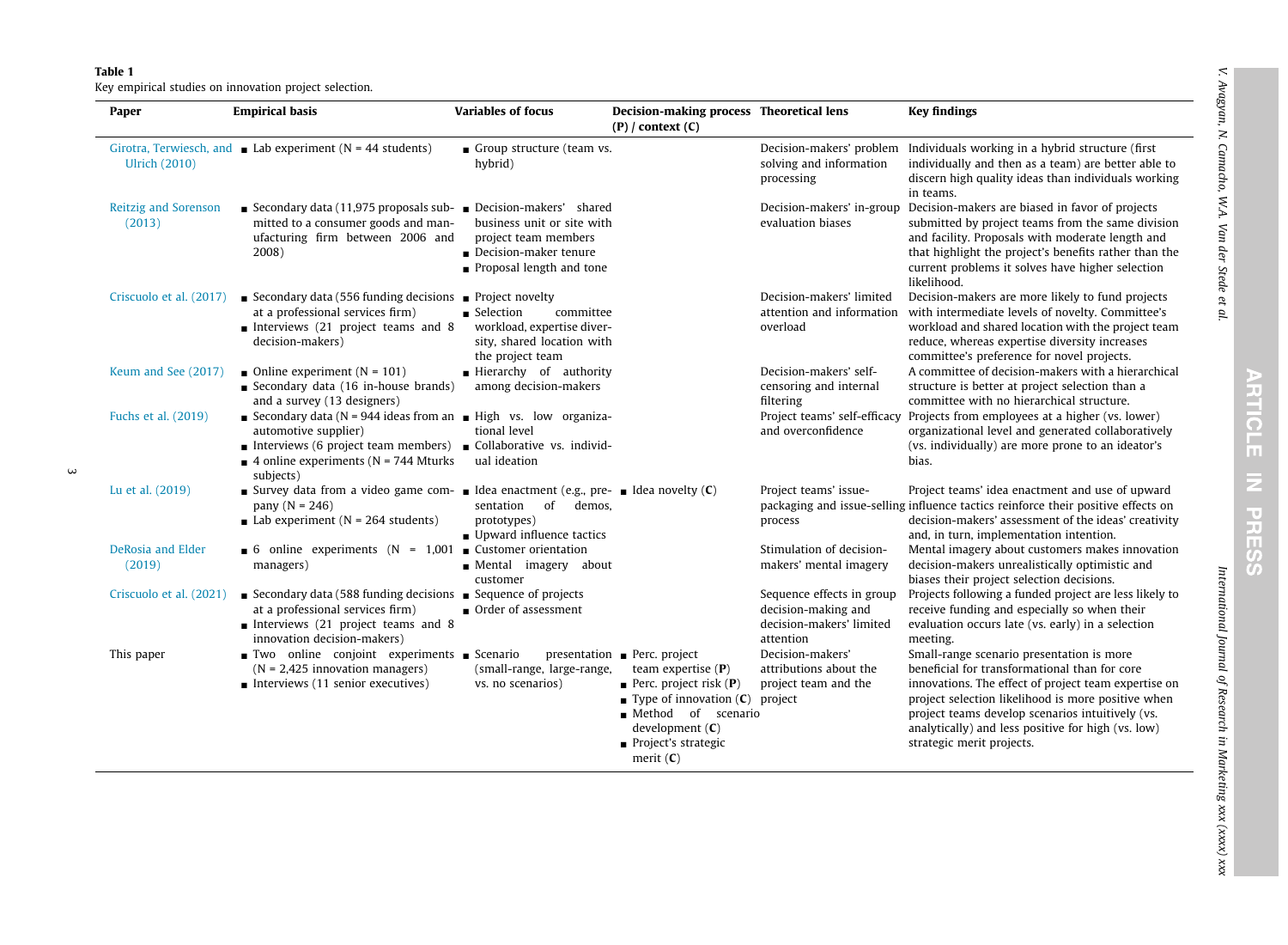**Table 1**
Key empirical studies on innovation project selection.

| Paper | Empirical basis | Variables of focus | Decision-making process (P) / context (C) | Theoretical lens | Key findings |
|---|---|---|---|---|---|
| Girotra, Terwiesch, and Ulrich (2010) | ■ Lab experiment (N = 44 students) | ■ Group structure (team vs. hybrid) | | Decision-makers' problem solving and information processing | Individuals working in a hybrid structure (first individually and then as a team) are better able to discern high quality ideas than individuals working in teams. |
| Reitzig and Sorenson (2013) | ■ Secondary data (11,975 proposals submitted to a consumer goods and manufacturing firm between 2006 and 2008) | ■ Decision-makers' shared business unit or site with project team members<br>■ Decision-maker tenure<br>■ Proposal length and tone | | Decision-makers' in-group evaluation biases | Decision-makers are biased in favor of projects submitted by project teams from the same division and facility. Proposals with moderate length and that highlight the project's benefits rather than the current problems it solves have higher selection likelihood. |
| Criscuolo et al. (2017) | ■ Secondary data (556 funding decisions at a professional services firm)<br>■ Interviews (21 project teams and 8 decision-makers) | ■ Project novelty<br>■ Selection committee workload, expertise diversity, shared location with the project team | | Decision-makers' limited attention and information overload | Decision-makers are more likely to fund projects with intermediate levels of novelty. Committee's workload and shared location with the project team reduce, whereas expertise diversity increases committee's preference for novel projects. |
| Keum and See (2017) | ■ Online experiment (N = 101)<br>■ Secondary data (16 in-house brands) and a survey (13 designers) | ■ Hierarchy of authority among decision-makers | | Decision-makers' self-censoring and internal filtering | A committee of decision-makers with a hierarchical structure is better at project selection than a committee with no hierarchical structure. |
| Fuchs et al. (2019) | ■ Secondary data (N = 944 ideas from an automotive supplier)<br>■ Interviews (6 project team members)<br>■ 4 online experiments (N = 744 Mturks subjects) | ■ High vs. low organizational level<br>■ Collaborative vs. individual ideation | | Project teams' self-efficacy and overconfidence | Projects from employees at a higher (vs. lower) organizational level and generated collaboratively (vs. individually) are more prone to an ideator's bias. |
| Lu et al. (2019) | ■ Survey data from a video game company (N = 246)<br>■ Lab experiment (N = 264 students) | ■ Idea enactment (e.g., presentation of demos, prototypes)<br>■ Upward influence tactics | ■ Idea novelty (**C**) | Project teams' issue-packaging and issue-selling process | Project teams' idea enactment and use of upward influence tactics reinforce their positive effects on decision-makers' assessment of the ideas' creativity and, in turn, implementation intention. |
| DeRosia and Elder (2019) | ■ 6 online experiments (N = 1,001 managers) | ■ Customer orientation<br>■ Mental imagery about customer | | Stimulation of decision-makers' mental imagery | Mental imagery about customers makes innovation decision-makers unrealistically optimistic and biases their project selection decisions. |
| Criscuolo et al. (2021) | ■ Secondary data (588 funding decisions at a professional services firm)<br>■ Interviews (21 project teams and 8 innovation decision-makers) | ■ Sequence of projects<br>■ Order of assessment | | Sequence effects in group decision-making and decision-makers' limited attention | Projects following a funded project are less likely to receive funding and especially so when their evaluation occurs late (vs. early) in a selection meeting. |
| This paper | ■ Two online conjoint experiments (N = 2,425 innovation managers)<br>■ Interviews (11 senior executives) | ■ Scenario presentation (small-range, large-range, vs. no scenarios) | ■ Perc. project team expertise (**P**)<br>■ Perc. project risk (**P**)<br>■ Type of innovation (**C**)<br>■ Method of scenario development (**C**)<br>■ Project's strategic merit (**C**) | Decision-makers' attributions about the project team and the project | Small-range scenario presentation is more beneficial for transformational than for core innovations. The effect of project team expertise on project selection likelihood is more positive when project teams develop scenarios intuitively (vs. analytically) and less positive for high (vs. low) strategic merit projects. |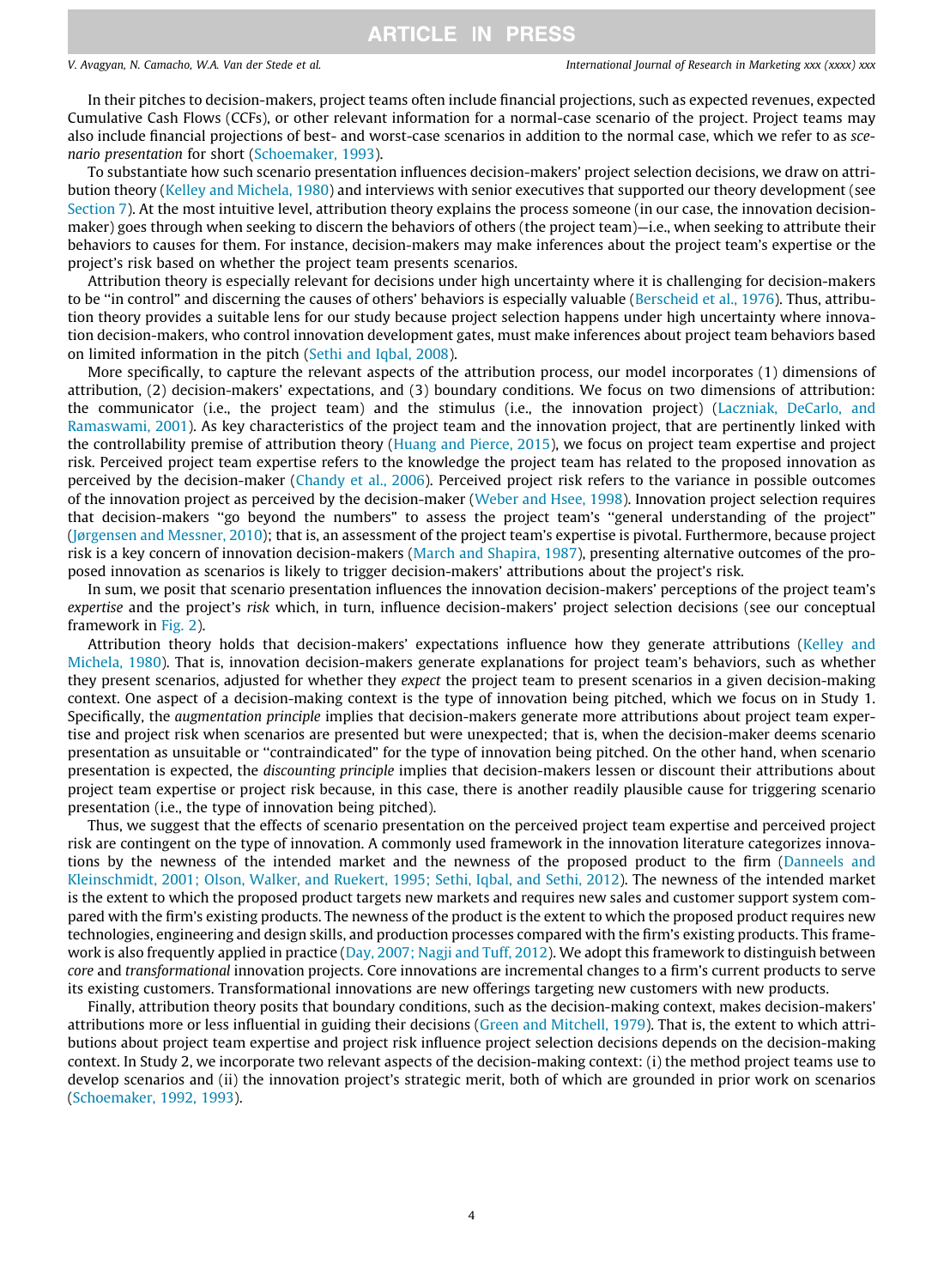In their pitches to decision-makers, project teams often include financial projections, such as expected revenues, expected Cumulative Cash Flows (CCFs), or other relevant information for a normal-case scenario of the project. Project teams may also include financial projections of best- and worst-case scenarios in addition to the normal case, which we refer to as *scenario presentation* for short (Schoemaker, 1993).

To substantiate how such scenario presentation influences decision-makers' project selection decisions, we draw on attribution theory (Kelley and Michela, 1980) and interviews with senior executives that supported our theory development (see Section 7). At the most intuitive level, attribution theory explains the process someone (in our case, the innovation decision-maker) goes through when seeking to discern the behaviors of others (the project team)—i.e., when seeking to attribute their behaviors to causes for them. For instance, decision-makers may make inferences about the project team's expertise or the project's risk based on whether the project team presents scenarios.

Attribution theory is especially relevant for decisions under high uncertainty where it is challenging for decision-makers to be "in control" and discerning the causes of others' behaviors is especially valuable (Berscheid et al., 1976). Thus, attribution theory provides a suitable lens for our study because project selection happens under high uncertainty where innovation decision-makers, who control innovation development gates, must make inferences about project team behaviors based on limited information in the pitch (Sethi and Iqbal, 2008).

More specifically, to capture the relevant aspects of the attribution process, our model incorporates (1) dimensions of attribution, (2) decision-makers' expectations, and (3) boundary conditions. We focus on two dimensions of attribution: the communicator (i.e., the project team) and the stimulus (i.e., the innovation project) (Laczniak, DeCarlo, and Ramaswami, 2001). As key characteristics of the project team and the innovation project, that are pertinently linked with the controllability premise of attribution theory (Huang and Pierce, 2015), we focus on project team expertise and project risk. Perceived project team expertise refers to the knowledge the project team has related to the proposed innovation as perceived by the decision-maker (Chandy et al., 2006). Perceived project risk refers to the variance in possible outcomes of the innovation project as perceived by the decision-maker (Weber and Hsee, 1998). Innovation project selection requires that decision-makers "go beyond the numbers" to assess the project team's "general understanding of the project" (Jørgensen and Messner, 2010); that is, an assessment of the project team's expertise is pivotal. Furthermore, because project risk is a key concern of innovation decision-makers (March and Shapira, 1987), presenting alternative outcomes of the proposed innovation as scenarios is likely to trigger decision-makers' attributions about the project's risk.

In sum, we posit that scenario presentation influences the innovation decision-makers' perceptions of the project team's *expertise* and the project's *risk* which, in turn, influence decision-makers' project selection decisions (see our conceptual framework in Fig. 2).

Attribution theory holds that decision-makers' expectations influence how they generate attributions (Kelley and Michela, 1980). That is, innovation decision-makers generate explanations for project team's behaviors, such as whether they present scenarios, adjusted for whether they *expect* the project team to present scenarios in a given decision-making context. One aspect of a decision-making context is the type of innovation being pitched, which we focus on in Study 1. Specifically, the *augmentation principle* implies that decision-makers generate more attributions about project team expertise and project risk when scenarios are presented but were unexpected; that is, when the decision-maker deems scenario presentation as unsuitable or "contraindicated" for the type of innovation being pitched. On the other hand, when scenario presentation is expected, the *discounting principle* implies that decision-makers lessen or discount their attributions about project team expertise or project risk because, in this case, there is another readily plausible cause for triggering scenario presentation (i.e., the type of innovation being pitched).

Thus, we suggest that the effects of scenario presentation on the perceived project team expertise and perceived project risk are contingent on the type of innovation. A commonly used framework in the innovation literature categorizes innovations by the newness of the intended market and the newness of the proposed product to the firm (Danneels and Kleinschmidt, 2001; Olson, Walker, and Ruekert, 1995; Sethi, Iqbal, and Sethi, 2012). The newness of the intended market is the extent to which the proposed product targets new markets and requires new sales and customer support system compared with the firm's existing products. The newness of the product is the extent to which the proposed product requires new technologies, engineering and design skills, and production processes compared with the firm's existing products. This framework is also frequently applied in practice (Day, 2007; Nagji and Tuff, 2012). We adopt this framework to distinguish between *core* and *transformational* innovation projects. Core innovations are incremental changes to a firm's current products to serve its existing customers. Transformational innovations are new offerings targeting new customers with new products.

Finally, attribution theory posits that boundary conditions, such as the decision-making context, makes decision-makers' attributions more or less influential in guiding their decisions (Green and Mitchell, 1979). That is, the extent to which attributions about project team expertise and project risk influence project selection decisions depends on the decision-making context. In Study 2, we incorporate two relevant aspects of the decision-making context: (i) the method project teams use to develop scenarios and (ii) the innovation project's strategic merit, both of which are grounded in prior work on scenarios (Schoemaker, 1992, 1993).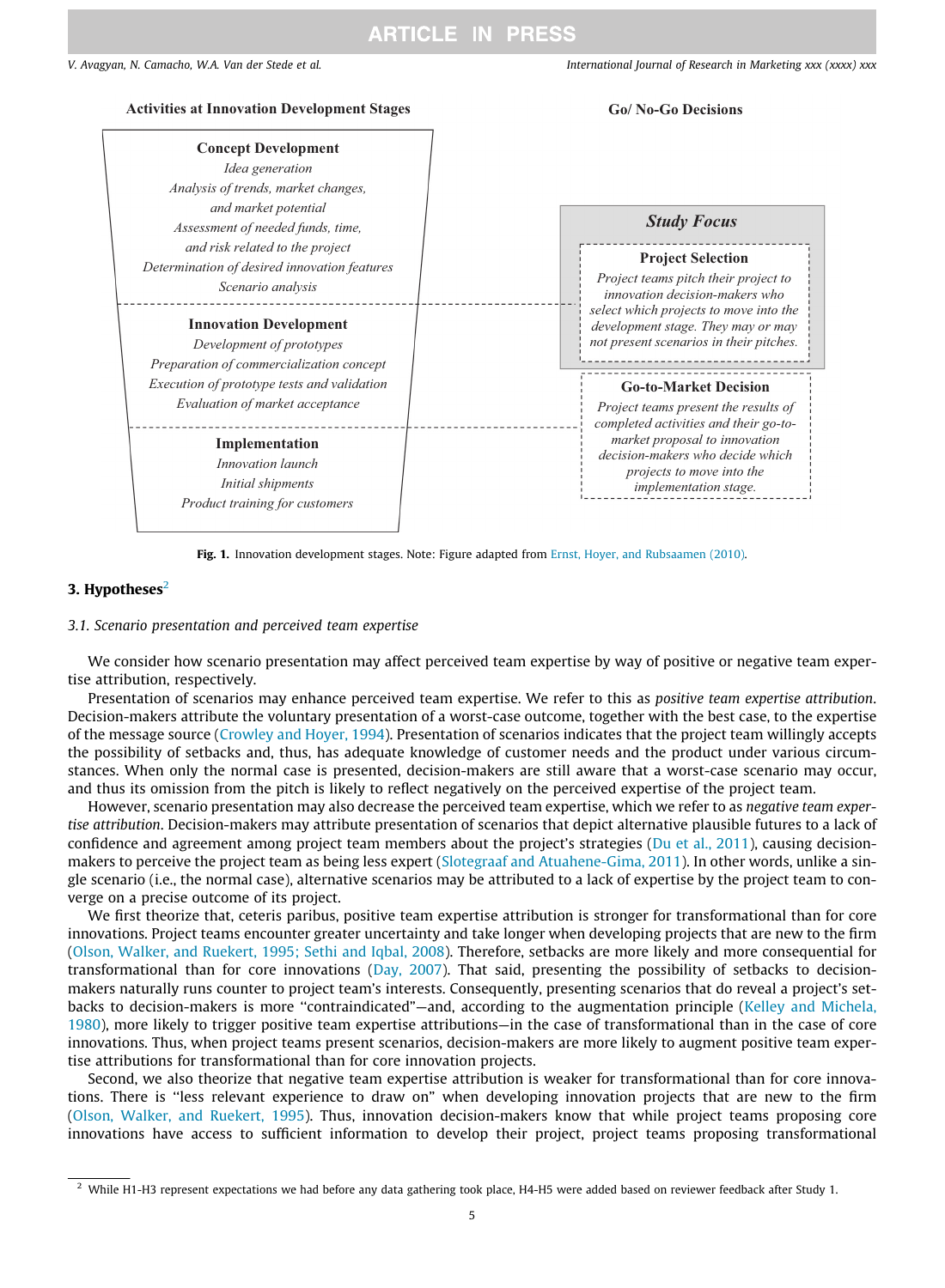**Activities at Innovation Development Stages**

**Go/ No-Go Decisions**

**Concept Development**
*Idea generation*
*Analysis of trends, market changes, and market potential*
*Assessment of needed funds, time, and risk related to the project*
*Determination of desired innovation features*
*Scenario analysis*

**Innovation Development**
*Development of prototypes*
*Preparation of commercialization concept*
*Execution of prototype tests and validation*
*Evaluation of market acceptance*

**Implementation**
*Innovation launch*
*Initial shipments*
*Product training for customers*

***Study Focus***

**Project Selection**
*Project teams pitch their project to innovation decision-makers who select which projects to move into the development stage. They may or may not present scenarios in their pitches.*

**Go-to-Market Decision**
*Project teams present the results of completed activities and their go-to-market proposal to innovation decision-makers who decide which projects to move into the implementation stage.*

**Fig. 1.** Innovation development stages. Note: Figure adapted from Ernst, Hoyer, and Rubsaamen (2010).

## 3. Hypotheses[2]

### 3.1. Scenario presentation and perceived team expertise

We consider how scenario presentation may affect perceived team expertise by way of positive or negative team expertise attribution, respectively.

Presentation of scenarios may enhance perceived team expertise. We refer to this as *positive team expertise attribution*. Decision-makers attribute the voluntary presentation of a worst-case outcome, together with the best case, to the expertise of the message source (Crowley and Hoyer, 1994). Presentation of scenarios indicates that the project team willingly accepts the possibility of setbacks and, thus, has adequate knowledge of customer needs and the product under various circumstances. When only the normal case is presented, decision-makers are still aware that a worst-case scenario may occur, and thus its omission from the pitch is likely to reflect negatively on the perceived expertise of the project team.

However, scenario presentation may also decrease the perceived team expertise, which we refer to as *negative team expertise attribution*. Decision-makers may attribute presentation of scenarios that depict alternative plausible futures to a lack of confidence and agreement among project team members about the project's strategies (Du et al., 2011), causing decision-makers to perceive the project team as being less expert (Slotegraaf and Atuahene-Gima, 2011). In other words, unlike a single scenario (i.e., the normal case), alternative scenarios may be attributed to a lack of expertise by the project team to converge on a precise outcome of its project.

We first theorize that, ceteris paribus, positive team expertise attribution is stronger for transformational than for core innovations. Project teams encounter greater uncertainty and take longer when developing projects that are new to the firm (Olson, Walker, and Ruekert, 1995; Sethi and Iqbal, 2008). Therefore, setbacks are more likely and more consequential for transformational than for core innovations (Day, 2007). That said, presenting the possibility of setbacks to decision-makers naturally runs counter to project team's interests. Consequently, presenting scenarios that do reveal a project's setbacks to decision-makers is more "contraindicated"—and, according to the augmentation principle (Kelley and Michela, 1980), more likely to trigger positive team expertise attributions—in the case of transformational than in the case of core innovations. Thus, when project teams present scenarios, decision-makers are more likely to augment positive team expertise attributions for transformational than for core innovation projects.

Second, we also theorize that negative team expertise attribution is weaker for transformational than for core innovations. There is "less relevant experience to draw on" when developing innovation projects that are new to the firm (Olson, Walker, and Ruekert, 1995). Thus, innovation decision-makers know that while project teams proposing core innovations have access to sufficient information to develop their project, project teams proposing transformational

[2] While H1-H3 represent expectations we had before any data gathering took place, H4-H5 were added based on reviewer feedback after Study 1.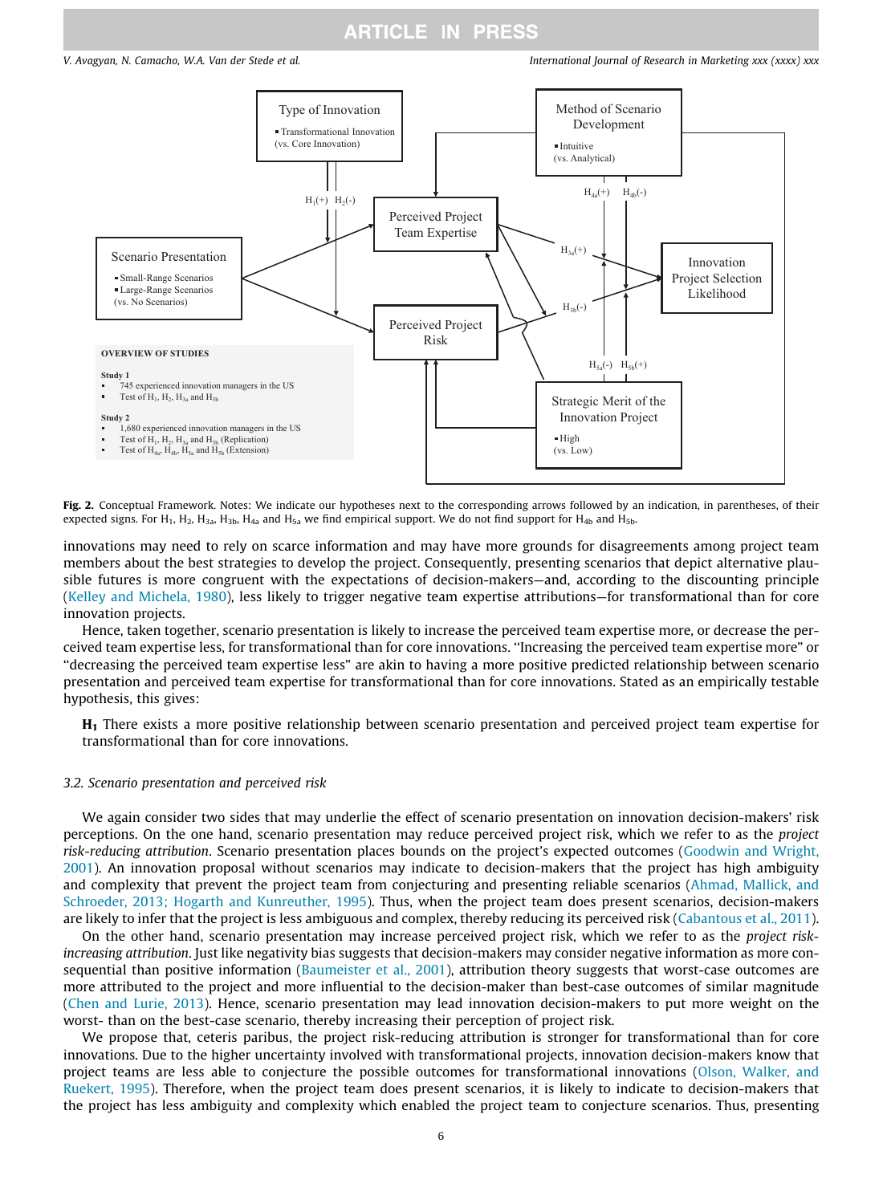Type of Innovation
- Transformational Innovation (vs. Core Innovation)

Method of Scenario Development
- Intuitive (vs. Analytical)

Scenario Presentation
- Small-Range Scenarios
- Large-Range Scenarios
(vs. No Scenarios)

Perceived Project Team Expertise

Perceived Project Risk

Innovation Project Selection Likelihood

Strategic Merit of the Innovation Project
- High (vs. Low)

$H_1$(+) $H_2$(-) $H_{3a}$(+) $H_{3b}$(-) $H_{4a}$(+) $H_{4b}$(-) $H_{5a}$(-) $H_{5b}$(+)

**OVERVIEW OF STUDIES**

**Study 1**
- 745 experienced innovation managers in the US
- Test of $H_1$, $H_2$, $H_{3a}$ and $H_{3b}$

**Study 2**
- 1,680 experienced innovation managers in the US
- Test of $H_1$, $H_2$, $H_{3a}$ and $H_{3b}$ (Replication)
- Test of $H_{4a}$, $H_{4b}$, $H_{5a}$ and $H_{5b}$ (Extension)

**Fig. 2.** Conceptual Framework. Notes: We indicate our hypotheses next to the corresponding arrows followed by an indication, in parentheses, of their expected signs. For $H_1$, $H_2$, $H_{3a}$, $H_{3b}$, $H_{4a}$ and $H_{5a}$ we find empirical support. We do not find support for $H_{4b}$ and $H_{5b}$.

innovations may need to rely on scarce information and may have more grounds for disagreements among project team members about the best strategies to develop the project. Consequently, presenting scenarios that depict alternative plausible futures is more congruent with the expectations of decision-makers—and, according to the discounting principle (Kelley and Michela, 1980), less likely to trigger negative team expertise attributions—for transformational than for core innovation projects.

Hence, taken together, scenario presentation is likely to increase the perceived team expertise more, or decrease the perceived team expertise less, for transformational than for core innovations. "Increasing the perceived team expertise more" or "decreasing the perceived team expertise less" are akin to having a more positive predicted relationship between scenario presentation and perceived team expertise for transformational than for core innovations. Stated as an empirically testable hypothesis, this gives:

> **$H_1$** There exists a more positive relationship between scenario presentation and perceived project team expertise for transformational than for core innovations.

### 3.2. Scenario presentation and perceived risk

We again consider two sides that may underlie the effect of scenario presentation on innovation decision-makers' risk perceptions. On the one hand, scenario presentation may reduce perceived project risk, which we refer to as the *project risk-reducing attribution*. Scenario presentation places bounds on the project's expected outcomes (Goodwin and Wright, 2001). An innovation proposal without scenarios may indicate to decision-makers that the project has high ambiguity and complexity that prevent the project team from conjecturing and presenting reliable scenarios (Ahmad, Mallick, and Schroeder, 2013; Hogarth and Kunreuther, 1995). Thus, when the project team does present scenarios, decision-makers are likely to infer that the project is less ambiguous and complex, thereby reducing its perceived risk (Cabantous et al., 2011).

On the other hand, scenario presentation may increase perceived project risk, which we refer to as the *project risk-increasing attribution*. Just like negativity bias suggests that decision-makers may consider negative information as more consequential than positive information (Baumeister et al., 2001), attribution theory suggests that worst-case outcomes are more attributed to the project and more influential to the decision-maker than best-case outcomes of similar magnitude (Chen and Lurie, 2013). Hence, scenario presentation may lead innovation decision-makers to put more weight on the worst- than on the best-case scenario, thereby increasing their perception of project risk.

We propose that, ceteris paribus, the project risk-reducing attribution is stronger for transformational than for core innovations. Due to the higher uncertainty involved with transformational projects, innovation decision-makers know that project teams are less able to conjecture the possible outcomes for transformational innovations (Olson, Walker, and Ruekert, 1995). Therefore, when the project team does present scenarios, it is likely to indicate to decision-makers that the project has less ambiguity and complexity which enabled the project team to conjecture scenarios. Thus, presenting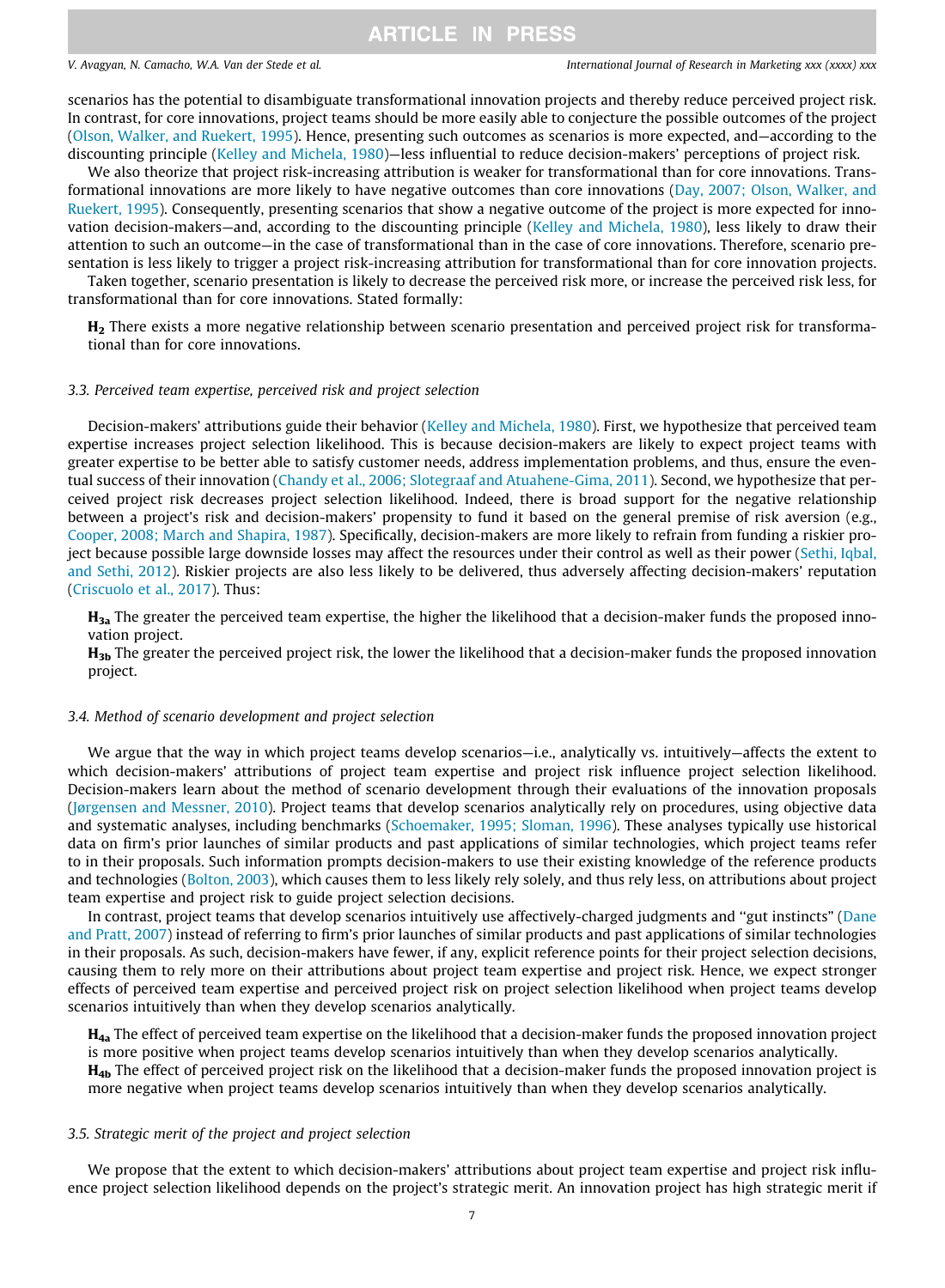scenarios has the potential to disambiguate transformational innovation projects and thereby reduce perceived project risk. In contrast, for core innovations, project teams should be more easily able to conjecture the possible outcomes of the project (Olson, Walker, and Ruekert, 1995). Hence, presenting such outcomes as scenarios is more expected, and—according to the discounting principle (Kelley and Michela, 1980)—less influential to reduce decision-makers' perceptions of project risk.

We also theorize that project risk-increasing attribution is weaker for transformational than for core innovations. Transformational innovations are more likely to have negative outcomes than core innovations (Day, 2007; Olson, Walker, and Ruekert, 1995). Consequently, presenting scenarios that show a negative outcome of the project is more expected for innovation decision-makers—and, according to the discounting principle (Kelley and Michela, 1980), less likely to draw their attention to such an outcome—in the case of transformational than in the case of core innovations. Therefore, scenario presentation is less likely to trigger a project risk-increasing attribution for transformational than for core innovation projects.

Taken together, scenario presentation is likely to decrease the perceived risk more, or increase the perceived risk less, for transformational than for core innovations. Stated formally:

> **$H_2$** There exists a more negative relationship between scenario presentation and perceived project risk for transformational than for core innovations.

### 3.3. Perceived team expertise, perceived risk and project selection

Decision-makers' attributions guide their behavior (Kelley and Michela, 1980). First, we hypothesize that perceived team expertise increases project selection likelihood. This is because decision-makers are likely to expect project teams with greater expertise to be better able to satisfy customer needs, address implementation problems, and thus, ensure the eventual success of their innovation (Chandy et al., 2006; Slotegraaf and Atuahene-Gima, 2011). Second, we hypothesize that perceived project risk decreases project selection likelihood. Indeed, there is broad support for the negative relationship between a project's risk and decision-makers' propensity to fund it based on the general premise of risk aversion (e.g., Cooper, 2008; March and Shapira, 1987). Specifically, decision-makers are more likely to refrain from funding a riskier project because possible large downside losses may affect the resources under their control as well as their power (Sethi, Iqbal, and Sethi, 2012). Riskier projects are also less likely to be delivered, thus adversely affecting decision-makers' reputation (Criscuolo et al., 2017). Thus:

> **$H_{3a}$** The greater the perceived team expertise, the higher the likelihood that a decision-maker funds the proposed innovation project.
>
> **$H_{3b}$** The greater the perceived project risk, the lower the likelihood that a decision-maker funds the proposed innovation project.

### 3.4. Method of scenario development and project selection

We argue that the way in which project teams develop scenarios—i.e., analytically vs. intuitively—affects the extent to which decision-makers' attributions of project team expertise and project risk influence project selection likelihood. Decision-makers learn about the method of scenario development through their evaluations of the innovation proposals (Jørgensen and Messner, 2010). Project teams that develop scenarios analytically rely on procedures, using objective data and systematic analyses, including benchmarks (Schoemaker, 1995; Sloman, 1996). These analyses typically use historical data on firm's prior launches of similar products and past applications of similar technologies, which project teams refer to in their proposals. Such information prompts decision-makers to use their existing knowledge of the reference products and technologies (Bolton, 2003), which causes them to less likely rely solely, and thus rely less, on attributions about project team expertise and project risk to guide project selection decisions.

In contrast, project teams that develop scenarios intuitively use affectively-charged judgments and "gut instincts" (Dane and Pratt, 2007) instead of referring to firm's prior launches of similar products and past applications of similar technologies in their proposals. As such, decision-makers have fewer, if any, explicit reference points for their project selection decisions, causing them to rely more on their attributions about project team expertise and project risk. Hence, we expect stronger effects of perceived team expertise and perceived project risk on project selection likelihood when project teams develop scenarios intuitively than when they develop scenarios analytically.

> **$H_{4a}$** The effect of perceived team expertise on the likelihood that a decision-maker funds the proposed innovation project is more positive when project teams develop scenarios intuitively than when they develop scenarios analytically.
>
> **$H_{4b}$** The effect of perceived project risk on the likelihood that a decision-maker funds the proposed innovation project is more negative when project teams develop scenarios intuitively than when they develop scenarios analytically.

### 3.5. Strategic merit of the project and project selection

We propose that the extent to which decision-makers' attributions about project team expertise and project risk influence project selection likelihood depends on the project's strategic merit. An innovation project has high strategic merit if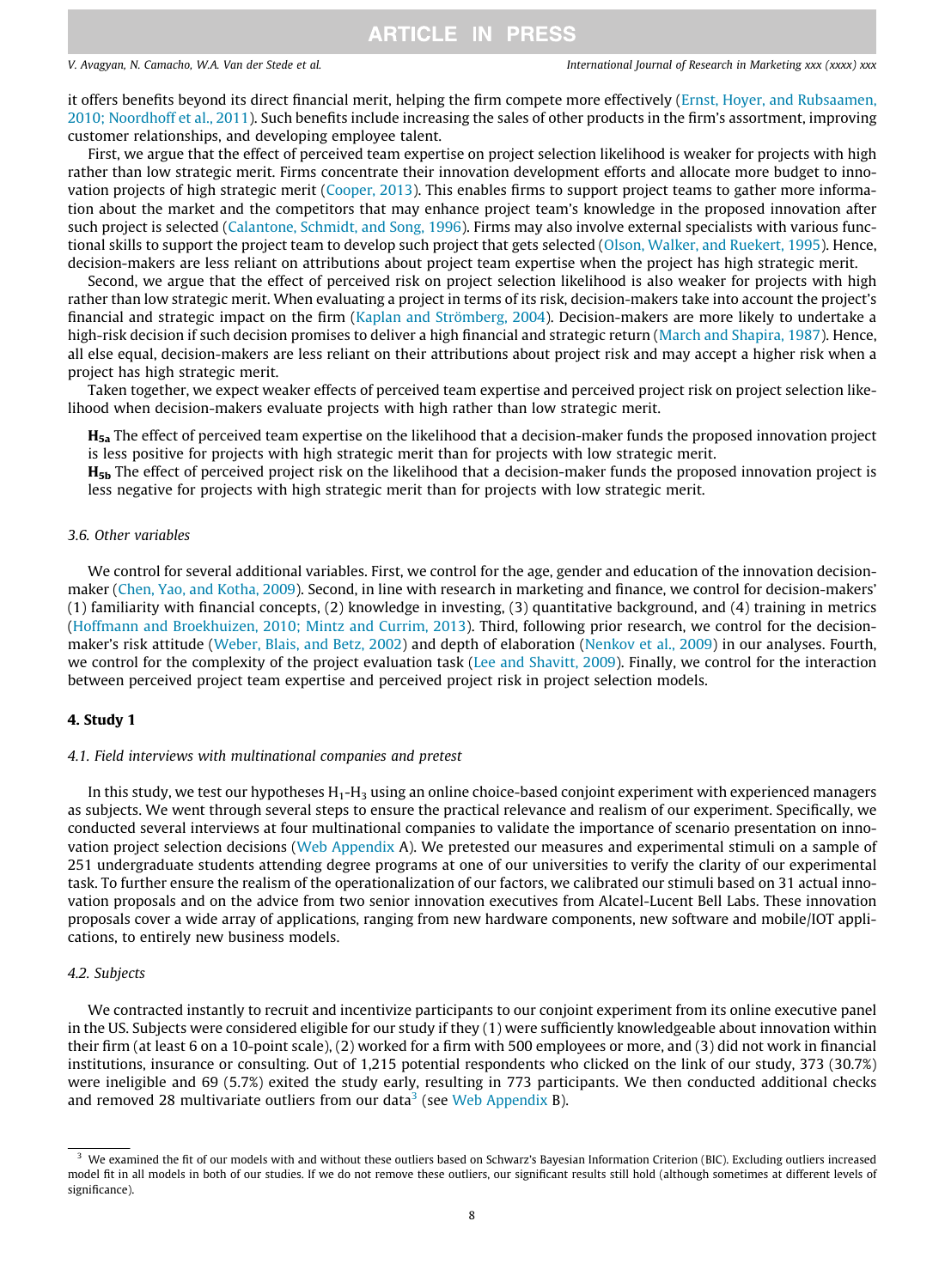it offers benefits beyond its direct financial merit, helping the firm compete more effectively (Ernst, Hoyer, and Rubsaamen, 2010; Noordhoff et al., 2011). Such benefits include increasing the sales of other products in the firm's assortment, improving customer relationships, and developing employee talent.

First, we argue that the effect of perceived team expertise on project selection likelihood is weaker for projects with high rather than low strategic merit. Firms concentrate their innovation development efforts and allocate more budget to innovation projects of high strategic merit (Cooper, 2013). This enables firms to support project teams to gather more information about the market and the competitors that may enhance project team's knowledge in the proposed innovation after such project is selected (Calantone, Schmidt, and Song, 1996). Firms may also involve external specialists with various functional skills to support the project team to develop such project that gets selected (Olson, Walker, and Ruekert, 1995). Hence, decision-makers are less reliant on attributions about project team expertise when the project has high strategic merit.

Second, we argue that the effect of perceived risk on project selection likelihood is also weaker for projects with high rather than low strategic merit. When evaluating a project in terms of its risk, decision-makers take into account the project's financial and strategic impact on the firm (Kaplan and Strömberg, 2004). Decision-makers are more likely to undertake a high-risk decision if such decision promises to deliver a high financial and strategic return (March and Shapira, 1987). Hence, all else equal, decision-makers are less reliant on their attributions about project risk and may accept a higher risk when a project has high strategic merit.

Taken together, we expect weaker effects of perceived team expertise and perceived project risk on project selection likelihood when decision-makers evaluate projects with high rather than low strategic merit.

**$H_{5a}$** The effect of perceived team expertise on the likelihood that a decision-maker funds the proposed innovation project is less positive for projects with high strategic merit than for projects with low strategic merit.

**$H_{5b}$** The effect of perceived project risk on the likelihood that a decision-maker funds the proposed innovation project is less negative for projects with high strategic merit than for projects with low strategic merit.

### 3.6. Other variables

We control for several additional variables. First, we control for the age, gender and education of the innovation decision-maker (Chen, Yao, and Kotha, 2009). Second, in line with research in marketing and finance, we control for decision-makers' (1) familiarity with financial concepts, (2) knowledge in investing, (3) quantitative background, and (4) training in metrics (Hoffmann and Broekhuizen, 2010; Mintz and Currim, 2013). Third, following prior research, we control for the decision-maker's risk attitude (Weber, Blais, and Betz, 2002) and depth of elaboration (Nenkov et al., 2009) in our analyses. Fourth, we control for the complexity of the project evaluation task (Lee and Shavitt, 2009). Finally, we control for the interaction between perceived project team expertise and perceived project risk in project selection models.

## 4. Study 1

### 4.1. Field interviews with multinational companies and pretest

In this study, we test our hypotheses $H_1$-$H_3$ using an online choice-based conjoint experiment with experienced managers as subjects. We went through several steps to ensure the practical relevance and realism of our experiment. Specifically, we conducted several interviews at four multinational companies to validate the importance of scenario presentation on innovation project selection decisions (Web Appendix A). We pretested our measures and experimental stimuli on a sample of 251 undergraduate students attending degree programs at one of our universities to verify the clarity of our experimental task. To further ensure the realism of the operationalization of our factors, we calibrated our stimuli based on 31 actual innovation proposals and on the advice from two senior innovation executives from Alcatel-Lucent Bell Labs. These innovation proposals cover a wide array of applications, ranging from new hardware components, new software and mobile/IOT applications, to entirely new business models.

### 4.2. Subjects

We contracted instantly to recruit and incentivize participants to our conjoint experiment from its online executive panel in the US. Subjects were considered eligible for our study if they (1) were sufficiently knowledgeable about innovation within their firm (at least 6 on a 10-point scale), (2) worked for a firm with 500 employees or more, and (3) did not work in financial institutions, insurance or consulting. Out of 1,215 potential respondents who clicked on the link of our study, 373 (30.7%) were ineligible and 69 (5.7%) exited the study early, resulting in 773 participants. We then conducted additional checks and removed 28 multivariate outliers from our data[3] (see Web Appendix B).

[3] We examined the fit of our models with and without these outliers based on Schwarz's Bayesian Information Criterion (BIC). Excluding outliers increased model fit in all models in both of our studies. If we do not remove these outliers, our significant results still hold (although sometimes at different levels of significance).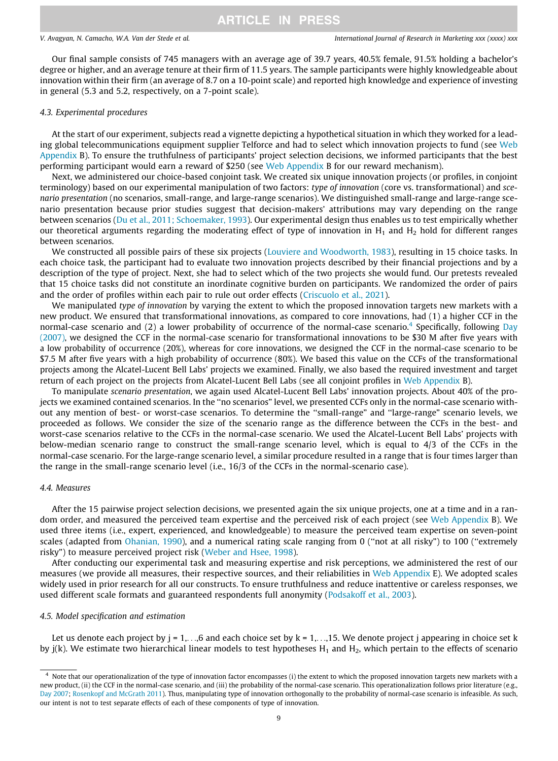Our final sample consists of 745 managers with an average age of 39.7 years, 40.5% female, 91.5% holding a bachelor's degree or higher, and an average tenure at their firm of 11.5 years. The sample participants were highly knowledgeable about innovation within their firm (an average of 8.7 on a 10-point scale) and reported high knowledge and experience of investing in general (5.3 and 5.2, respectively, on a 7-point scale).

### 4.3. Experimental procedures

At the start of our experiment, subjects read a vignette depicting a hypothetical situation in which they worked for a leading global telecommunications equipment supplier Telforce and had to select which innovation projects to fund (see Web Appendix B). To ensure the truthfulness of participants' project selection decisions, we informed participants that the best performing participant would earn a reward of $250 (see Web Appendix B for our reward mechanism).

Next, we administered our choice-based conjoint task. We created six unique innovation projects (or profiles, in conjoint terminology) based on our experimental manipulation of two factors: *type of innovation* (core vs. transformational) and *scenario presentation* (no scenarios, small-range, and large-range scenarios). We distinguished small-range and large-range scenario presentation because prior studies suggest that decision-makers' attributions may vary depending on the range between scenarios (Du et al., 2011; Schoemaker, 1993). Our experimental design thus enables us to test empirically whether our theoretical arguments regarding the moderating effect of type of innovation in $H_1$ and $H_2$ hold for different ranges between scenarios.

We constructed all possible pairs of these six projects (Louviere and Woodworth, 1983), resulting in 15 choice tasks. In each choice task, the participant had to evaluate two innovation projects described by their financial projections and by a description of the type of project. Next, she had to select which of the two projects she would fund. Our pretests revealed that 15 choice tasks did not constitute an inordinate cognitive burden on participants. We randomized the order of pairs and the order of profiles within each pair to rule out order effects (Criscuolo et al., 2021).

We manipulated *type of innovation* by varying the extent to which the proposed innovation targets new markets with a new product. We ensured that transformational innovations, as compared to core innovations, had (1) a higher CCF in the normal-case scenario and (2) a lower probability of occurrence of the normal-case scenario.[4] Specifically, following Day (2007), we designed the CCF in the normal-case scenario for transformational innovations to be $30 M after five years with a low probability of occurrence (20%), whereas for core innovations, we designed the CCF in the normal-case scenario to be $7.5 M after five years with a high probability of occurrence (80%). We based this value on the CCFs of the transformational projects among the Alcatel-Lucent Bell Labs' projects we examined. Finally, we also based the required investment and target return of each project on the projects from Alcatel-Lucent Bell Labs (see all conjoint profiles in Web Appendix B).

To manipulate *scenario presentation*, we again used Alcatel-Lucent Bell Labs' innovation projects. About 40% of the projects we examined contained scenarios. In the "no scenarios" level, we presented CCFs only in the normal-case scenario without any mention of best- or worst-case scenarios. To determine the "small-range" and "large-range" scenario levels, we proceeded as follows. We consider the size of the scenario range as the difference between the CCFs in the best- and worst-case scenarios relative to the CCFs in the normal-case scenario. We used the Alcatel-Lucent Bell Labs' projects with below-median scenario range to construct the small-range scenario level, which is equal to 4/3 of the CCFs in the normal-case scenario. For the large-range scenario level, a similar procedure resulted in a range that is four times larger than the range in the small-range scenario level (i.e., 16/3 of the CCFs in the normal-scenario case).

### 4.4. Measures

After the 15 pairwise project selection decisions, we presented again the six unique projects, one at a time and in a random order, and measured the perceived team expertise and the perceived risk of each project (see Web Appendix B). We used three items (i.e., expert, experienced, and knowledgeable) to measure the perceived team expertise on seven-point scales (adapted from Ohanian, 1990), and a numerical rating scale ranging from 0 ("not at all risky") to 100 ("extremely risky") to measure perceived project risk (Weber and Hsee, 1998).

After conducting our experimental task and measuring expertise and risk perceptions, we administered the rest of our measures (we provide all measures, their respective sources, and their reliabilities in Web Appendix E). We adopted scales widely used in prior research for all our constructs. To ensure truthfulness and reduce inattentive or careless responses, we used different scale formats and guaranteed respondents full anonymity (Podsakoff et al., 2003).

### 4.5. Model specification and estimation

Let us denote each project by $j = 1,\ldots,6$ and each choice set by $k = 1,\ldots,15$. We denote project j appearing in choice set k by j(k). We estimate two hierarchical linear models to test hypotheses $H_1$ and $H_2$, which pertain to the effects of scenario

---

[4] Note that our operationalization of the type of innovation factor encompasses (i) the extent to which the proposed innovation targets new markets with a new product, (ii) the CCF in the normal-case scenario, and (iii) the probability of the normal-case scenario. This operationalization follows prior literature (e.g., Day 2007; Rosenkopf and McGrath 2011). Thus, manipulating type of innovation orthogonally to the probability of normal-case scenario is infeasible. As such, our intent is not to test separate effects of each of these components of type of innovation.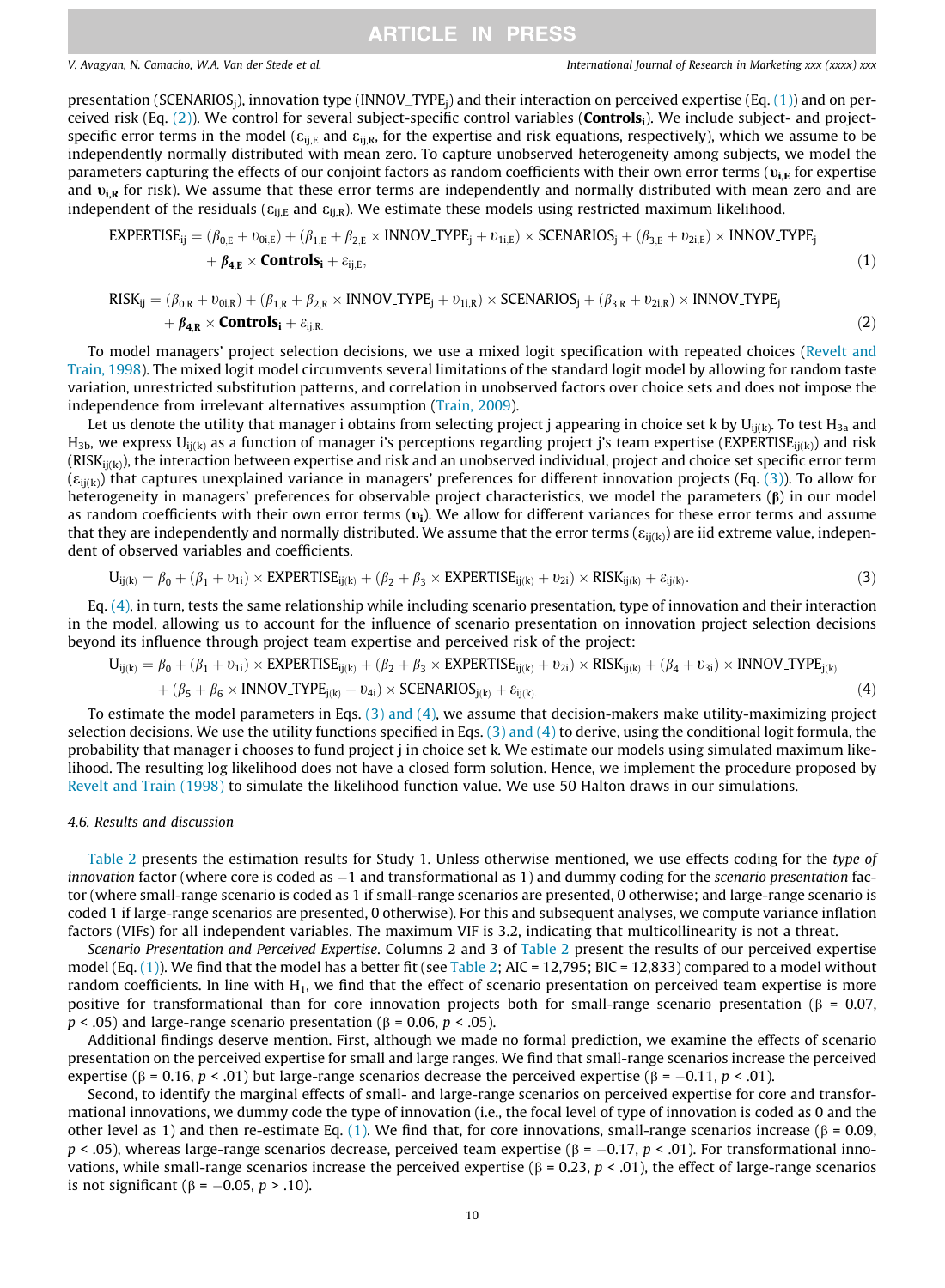presentation ($SCENARIOS_j$), innovation type ($INNOV\_TYPE_j$) and their interaction on perceived expertise (Eq. (1)) and on perceived risk (Eq. (2)). We control for several subject-specific control variables ($\mathbf{Controls_i}$). We include subject- and project-specific error terms in the model ($\varepsilon_{ij,E}$ and $\varepsilon_{ij,R}$, for the expertise and risk equations, respectively), which we assume to be independently normally distributed with mean zero. To capture unobserved heterogeneity among subjects, we model the parameters capturing the effects of our conjoint factors as random coefficients with their own error terms ($\boldsymbol{\upsilon_{i,E}}$ for expertise and $\boldsymbol{\upsilon_{i,R}}$ for risk). We assume that these error terms are independently and normally distributed with mean zero and are independent of the residuals ($\varepsilon_{ij,E}$ and $\varepsilon_{ij,R}$). We estimate these models using restricted maximum likelihood.

$$
\begin{aligned}
EXPERTISE_{ij} = {} & (\beta_{0,E} + \upsilon_{0i,E}) + (\beta_{1,E} + \beta_{2,E} \times INNOV\_TYPE_j + \upsilon_{1i,E}) \times SCENARIOS_j + (\beta_{3,E} + \upsilon_{2i,E}) \times INNOV\_TYPE_j \\
& + \boldsymbol{\beta_{4,E}} \times \mathbf{Controls_i} + \varepsilon_{ij,E},
\end{aligned} \tag{1}
$$

$$
\begin{aligned}
RISK_{ij} = {} & (\beta_{0,R} + \upsilon_{0i,R}) + (\beta_{1,R} + \beta_{2,R} \times INNOV\_TYPE_j + \upsilon_{1i,R}) \times SCENARIOS_j + (\beta_{3,R} + \upsilon_{2i,R}) \times INNOV\_TYPE_j \\
& + \boldsymbol{\beta_{4,R}} \times \mathbf{Controls_i} + \varepsilon_{ij,R.}
\end{aligned} \tag{2}
$$

To model managers' project selection decisions, we use a mixed logit specification with repeated choices (Revelt and Train, 1998). The mixed logit model circumvents several limitations of the standard logit model by allowing for random taste variation, unrestricted substitution patterns, and correlation in unobserved factors over choice sets and does not impose the independence from irrelevant alternatives assumption (Train, 2009).

Let us denote the utility that manager i obtains from selecting project j appearing in choice set k by $U_{ij(k)}$. To test $H_{3a}$ and $H_{3b}$, we express $U_{ij(k)}$ as a function of manager i's perceptions regarding project j's team expertise ($EXPERTISE_{ij(k)}$) and risk ($RISK_{ij(k)}$), the interaction between expertise and risk and an unobserved individual, project and choice set specific error term ($\varepsilon_{ij(k)}$) that captures unexplained variance in managers' preferences for different innovation projects (Eq. (3)). To allow for heterogeneity in managers' preferences for observable project characteristics, we model the parameters ($\boldsymbol{\beta}$) in our model as random coefficients with their own error terms ($\boldsymbol{\upsilon_i}$). We allow for different variances for these error terms and assume that they are independently and normally distributed. We assume that the error terms ($\varepsilon_{ij(k)}$) are iid extreme value, independent of observed variables and coefficients.

$$
U_{ij(k)} = \beta_0 + (\beta_1 + \upsilon_{1i}) \times EXPERTISE_{ij(k)} + (\beta_2 + \beta_3 \times EXPERTISE_{ij(k)} + \upsilon_{2i}) \times RISK_{ij(k)} + \varepsilon_{ij(k)}. \tag{3}
$$

Eq. (4), in turn, tests the same relationship while including scenario presentation, type of innovation and their interaction in the model, allowing us to account for the influence of scenario presentation on innovation project selection decisions beyond its influence through project team expertise and perceived risk of the project:

$$
\begin{aligned}
U_{ij(k)} = {} & \beta_0 + (\beta_1 + \upsilon_{1i}) \times EXPERTISE_{ij(k)} + (\beta_2 + \beta_3 \times EXPERTISE_{ij(k)} + \upsilon_{2i}) \times RISK_{ij(k)} + (\beta_4 + \upsilon_{3i}) \times INNOV\_TYPE_{j(k)} \\
& + (\beta_5 + \beta_6 \times INNOV\_TYPE_{j(k)} + \upsilon_{4i}) \times SCENARIOS_{j(k)} + \varepsilon_{ij(k).}
\end{aligned} \tag{4}
$$

To estimate the model parameters in Eqs. (3) and (4), we assume that decision-makers make utility-maximizing project selection decisions. We use the utility functions specified in Eqs. (3) and (4) to derive, using the conditional logit formula, the probability that manager i chooses to fund project j in choice set k. We estimate our models using simulated maximum likelihood. The resulting log likelihood does not have a closed form solution. Hence, we implement the procedure proposed by Revelt and Train (1998) to simulate the likelihood function value. We use 50 Halton draws in our simulations.

### 4.6. Results and discussion

Table 2 presents the estimation results for Study 1. Unless otherwise mentioned, we use effects coding for the *type of innovation* factor (where core is coded as −1 and transformational as 1) and dummy coding for the *scenario presentation* factor (where small-range scenario is coded as 1 if small-range scenarios are presented, 0 otherwise; and large-range scenario is coded 1 if large-range scenarios are presented, 0 otherwise). For this and subsequent analyses, we compute variance inflation factors (VIFs) for all independent variables. The maximum VIF is 3.2, indicating that multicollinearity is not a threat.

*Scenario Presentation and Perceived Expertise*. Columns 2 and 3 of Table 2 present the results of our perceived expertise model (Eq. (1)). We find that the model has a better fit (see Table 2; AIC = 12,795; BIC = 12,833) compared to a model without random coefficients. In line with $H_1$, we find that the effect of scenario presentation on perceived team expertise is more positive for transformational than for core innovation projects both for small-range scenario presentation ($\beta = 0.07$, $p < .05$) and large-range scenario presentation ($\beta = 0.06$, $p < .05$).

Additional findings deserve mention. First, although we made no formal prediction, we examine the effects of scenario presentation on the perceived expertise for small and large ranges. We find that small-range scenarios increase the perceived expertise ($\beta = 0.16$, $p < .01$) but large-range scenarios decrease the perceived expertise ($\beta = -0.11$, $p < .01$).

Second, to identify the marginal effects of small- and large-range scenarios on perceived expertise for core and transformational innovations, we dummy code the type of innovation (i.e., the focal level of type of innovation is coded as 0 and the other level as 1) and then re-estimate Eq. (1). We find that, for core innovations, small-range scenarios increase ($\beta = 0.09$, $p < .05$), whereas large-range scenarios decrease, perceived team expertise ($\beta = -0.17$, $p < .01$). For transformational innovations, while small-range scenarios increase the perceived expertise ($\beta = 0.23$, $p < .01$), the effect of large-range scenarios is not significant ($\beta = -0.05$, $p > .10$).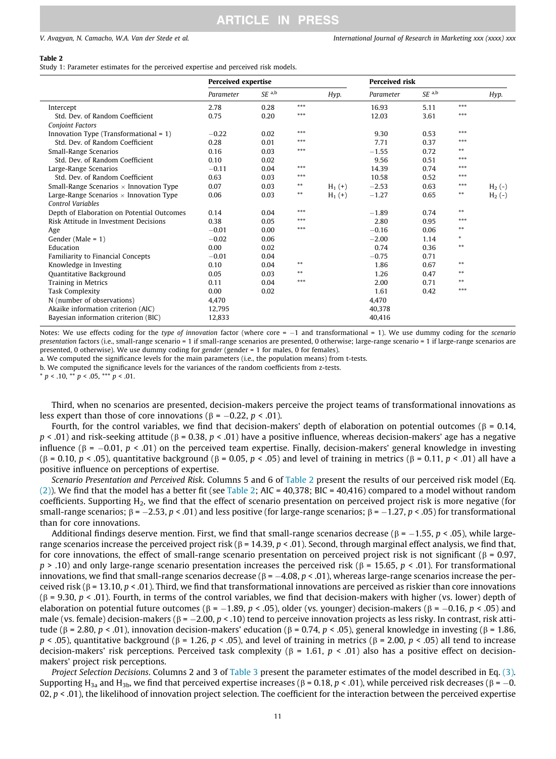**Table 2**
Study 1: Parameter estimates for the perceived expertise and perceived risk models.

| | Perceived expertise | | | | Perceived risk | | | |
|---|---|---|---|---|---|---|---|---|
| | *Parameter* | *SE* [a,b] | | *Hyp.* | *Parameter* | *SE* [a,b] | | *Hyp.* |
| Intercept | 2.78 | 0.28 | *** | | 16.93 | 5.11 | *** | |
| Std. Dev. of Random Coefficient | 0.75 | 0.20 | *** | | 12.03 | 3.61 | *** | |
| *Conjoint Factors* | | | | | | | | |
| Innovation Type (Transformational = 1) | −0.22 | 0.02 | *** | | 9.30 | 0.53 | *** | |
| Std. Dev. of Random Coefficient | 0.28 | 0.01 | *** | | 7.71 | 0.37 | *** | |
| Small-Range Scenarios | 0.16 | 0.03 | *** | | −1.55 | 0.72 | ** | |
| Std. Dev. of Random Coefficient | 0.10 | 0.02 | | | 9.56 | 0.51 | *** | |
| Large-Range Scenarios | −0.11 | 0.04 | *** | | 14.39 | 0.74 | *** | |
| Std. Dev. of Random Coefficient | 0.63 | 0.03 | *** | | 10.58 | 0.52 | *** | |
| Small-Range Scenarios × Innovation Type | 0.07 | 0.03 | ** | $H_1$ (+) | −2.53 | 0.63 | *** | $H_2$ (-) |
| Large-Range Scenarios × Innovation Type | 0.06 | 0.03 | ** | $H_1$ (+) | −1.27 | 0.65 | ** | $H_2$ (-) |
| *Control Variables* | | | | | | | | |
| Depth of Elaboration on Potential Outcomes | 0.14 | 0.04 | *** | | −1.89 | 0.74 | ** | |
| Risk Attitude in Investment Decisions | 0.38 | 0.05 | *** | | 2.80 | 0.95 | *** | |
| Age | −0.01 | 0.00 | *** | | −0.16 | 0.06 | ** | |
| Gender (Male = 1) | −0.02 | 0.06 | | | −2.00 | 1.14 | * | |
| Education | 0.00 | 0.02 | | | 0.74 | 0.36 | ** | |
| Familiarity to Financial Concepts | −0.01 | 0.04 | | | −0.75 | 0.71 | | |
| Knowledge in Investing | 0.10 | 0.04 | ** | | 1.86 | 0.67 | ** | |
| Quantitative Background | 0.05 | 0.03 | ** | | 1.26 | 0.47 | ** | |
| Training in Metrics | 0.11 | 0.04 | *** | | 2.00 | 0.71 | ** | |
| Task Complexity | 0.00 | 0.02 | | | 1.61 | 0.42 | *** | |
| N (number of observations) | 4,470 | | | | 4,470 | | | |
| Akaike information criterion (AIC) | 12,795 | | | | 40,378 | | | |
| Bayesian information criterion (BIC) | 12,833 | | | | 40,416 | | | |

Notes: We use effects coding for the *type of innovation* factor (where core = −1 and transformational = 1). We use dummy coding for the *scenario presentation* factors (i.e., small-range scenario = 1 if small-range scenarios are presented, 0 otherwise; large-range scenario = 1 if large-range scenarios are presented, 0 otherwise). We use dummy coding for *gender* (gender = 1 for males, 0 for females).

a. We computed the significance levels for the main parameters (i.e., the population means) from t-tests.

b. We computed the significance levels for the variances of the random coefficients from z-tests.

\* $p < .10$, \*\* $p < .05$, \*\*\* $p < .01$.

Third, when no scenarios are presented, decision-makers perceive the project teams of transformational innovations as less expert than those of core innovations ($\beta = -0.22$, $p < .01$).

Fourth, for the control variables, we find that decision-makers' depth of elaboration on potential outcomes ($\beta = 0.14$, $p < .01$) and risk-seeking attitude ($\beta = 0.38$, $p < .01$) have a positive influence, whereas decision-makers' age has a negative influence ($\beta = -0.01$, $p < .01$) on the perceived team expertise. Finally, decision-makers' general knowledge in investing ($\beta = 0.10$, $p < .05$), quantitative background ($\beta = 0.05$, $p < .05$) and level of training in metrics ($\beta = 0.11$, $p < .01$) all have a positive influence on perceptions of expertise.

*Scenario Presentation and Perceived Risk*. Columns 5 and 6 of Table 2 present the results of our perceived risk model (Eq. (2)). We find that the model has a better fit (see Table 2; AIC = 40,378; BIC = 40,416) compared to a model without random coefficients. Supporting $H_2$, we find that the effect of scenario presentation on perceived project risk is more negative (for small-range scenarios; $\beta = -2.53$, $p < .01$) and less positive (for large-range scenarios; $\beta = -1.27$, $p < .05$) for transformational than for core innovations.

Additional findings deserve mention. First, we find that small-range scenarios decrease ($\beta = -1.55$, $p < .05$), while large-range scenarios increase the perceived project risk ($\beta = 14.39$, $p < .01$). Second, through marginal effect analysis, we find that, for core innovations, the effect of small-range scenario presentation on perceived project risk is not significant ($\beta = 0.97$, $p > .10$) and only large-range scenario presentation increases the perceived risk ($\beta = 15.65$, $p < .01$). For transformational innovations, we find that small-range scenarios decrease ($\beta = -4.08$, $p < .01$), whereas large-range scenarios increase the perceived risk ($\beta = 13.10$, $p < .01$). Third, we find that transformational innovations are perceived as riskier than core innovations ($\beta = 9.30$, $p < .01$). Fourth, in terms of the control variables, we find that decision-makers with higher (vs. lower) depth of elaboration on potential future outcomes ($\beta = -1.89$, $p < .05$), older (vs. younger) decision-makers ($\beta = -0.16$, $p < .05$) and male (vs. female) decision-makers ($\beta = -2.00$, $p < .10$) tend to perceive innovation projects as less risky. In contrast, risk attitude ($\beta = 2.80$, $p < .01$), innovation decision-makers' education ($\beta = 0.74$, $p < .05$), general knowledge in investing ($\beta = 1.86$, $p < .05$), quantitative background ($\beta = 1.26$, $p < .05$), and level of training in metrics ($\beta = 2.00$, $p < .05$) all tend to increase decision-makers' risk perceptions. Perceived task complexity ($\beta = 1.61$, $p < .01$) also has a positive effect on decision-makers' project risk perceptions.

*Project Selection Decisions*. Columns 2 and 3 of Table 3 present the parameter estimates of the model described in Eq. (3). Supporting $H_{3a}$ and $H_{3b}$, we find that perceived expertise increases ($\beta = 0.18$, $p < .01$), while perceived risk decreases ($\beta = -0.02$, $p < .01$), the likelihood of innovation project selection. The coefficient for the interaction between the perceived expertise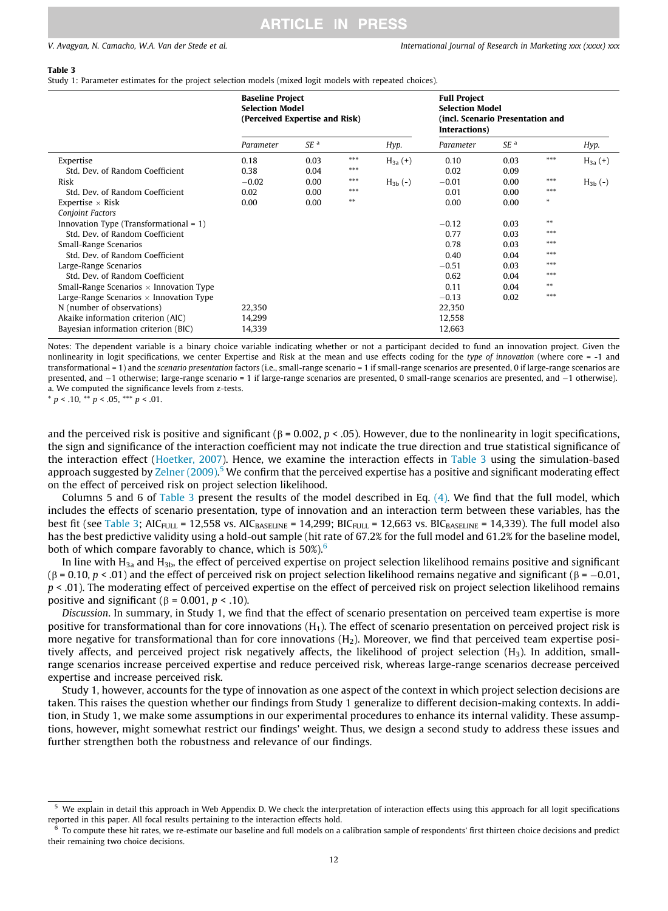**Table 3**
Study 1: Parameter estimates for the project selection models (mixed logit models with repeated choices).

| | Baseline Project Selection Model (Perceived Expertise and Risk) | | | | Full Project Selection Model (incl. Scenario Presentation and Interactions) | | | |
|---|---|---|---|---|---|---|---|---|
| | *Parameter* | *SE* [a] | | *Hyp.* | *Parameter* | *SE* [a] | | *Hyp.* |
| Expertise | 0.18 | 0.03 | *** | $H_{3a}$ (+) | 0.10 | 0.03 | *** | $H_{3a}$ (+) |
| Std. Dev. of Random Coefficient | 0.38 | 0.04 | *** | | 0.02 | 0.09 | | |
| Risk | −0.02 | 0.00 | *** | $H_{3b}$ (-) | −0.01 | 0.00 | *** | $H_{3b}$ (-) |
| Std. Dev. of Random Coefficient | 0.02 | 0.00 | *** | | 0.01 | 0.00 | *** | |
| Expertise × Risk | 0.00 | 0.00 | ** | | 0.00 | 0.00 | * | |
| *Conjoint Factors* | | | | | | | | |
| Innovation Type (Transformational = 1) | | | | | −0.12 | 0.03 | ** | |
| Std. Dev. of Random Coefficient | | | | | 0.77 | 0.03 | *** | |
| Small-Range Scenarios | | | | | 0.78 | 0.03 | *** | |
| Std. Dev. of Random Coefficient | | | | | 0.40 | 0.04 | *** | |
| Large-Range Scenarios | | | | | −0.51 | 0.03 | *** | |
| Std. Dev. of Random Coefficient | | | | | 0.62 | 0.04 | *** | |
| Small-Range Scenarios × Innovation Type | | | | | 0.11 | 0.04 | ** | |
| Large-Range Scenarios × Innovation Type | | | | | −0.13 | 0.02 | *** | |
| N (number of observations) | 22,350 | | | | 22,350 | | | |
| Akaike information criterion (AIC) | 14,299 | | | | 12,558 | | | |
| Bayesian information criterion (BIC) | 14,339 | | | | 12,663 | | | |

Notes: The dependent variable is a binary choice variable indicating whether or not a participant decided to fund an innovation project. Given the nonlinearity in logit specifications, we center Expertise and Risk at the mean and use effects coding for the *type of innovation* (where core = -1 and transformational = 1) and the *scenario presentation* factors (i.e., small-range scenario = 1 if small-range scenarios are presented, 0 if large-range scenarios are presented, and −1 otherwise; large-range scenario = 1 if large-range scenarios are presented, 0 small-range scenarios are presented, and −1 otherwise).
a. We computed the significance levels from z-tests.
* $p < .10$, ** $p < .05$, *** $p < .01$.

and the perceived risk is positive and significant (β = 0.002, $p < .05$). However, due to the nonlinearity in logit specifications, the sign and significance of the interaction coefficient may not indicate the true direction and true statistical significance of the interaction effect (Hoetker, 2007). Hence, we examine the interaction effects in Table 3 using the simulation-based approach suggested by Zelner (2009).[5] We confirm that the perceived expertise has a positive and significant moderating effect on the effect of perceived risk on project selection likelihood.

Columns 5 and 6 of Table 3 present the results of the model described in Eq. (4). We find that the full model, which includes the effects of scenario presentation, type of innovation and an interaction term between these variables, has the best fit (see Table 3; $AIC_{FULL}$ = 12,558 vs. $AIC_{BASELINE}$ = 14,299; $BIC_{FULL}$ = 12,663 vs. $BIC_{BASELINE}$ = 14,339). The full model also has the best predictive validity using a hold-out sample (hit rate of 67.2% for the full model and 61.2% for the baseline model, both of which compare favorably to chance, which is 50%).[6]

In line with $H_{3a}$ and $H_{3b}$, the effect of perceived expertise on project selection likelihood remains positive and significant (β = 0.10, $p < .01$) and the effect of perceived risk on project selection likelihood remains negative and significant (β = −0.01, $p < .01$). The moderating effect of perceived expertise on the effect of perceived risk on project selection likelihood remains positive and significant (β = 0.001, $p < .10$).

*Discussion*. In summary, in Study 1, we find that the effect of scenario presentation on perceived team expertise is more positive for transformational than for core innovations ($H_1$). The effect of scenario presentation on perceived project risk is more negative for transformational than for core innovations ($H_2$). Moreover, we find that perceived team expertise positively affects, and perceived project risk negatively affects, the likelihood of project selection ($H_3$). In addition, small-range scenarios increase perceived expertise and reduce perceived risk, whereas large-range scenarios decrease perceived expertise and increase perceived risk.

Study 1, however, accounts for the type of innovation as one aspect of the context in which project selection decisions are taken. This raises the question whether our findings from Study 1 generalize to different decision-making contexts. In addition, in Study 1, we make some assumptions in our experimental procedures to enhance its internal validity. These assumptions, however, might somewhat restrict our findings' weight. Thus, we design a second study to address these issues and further strengthen both the robustness and relevance of our findings.

[5] We explain in detail this approach in Web Appendix D. We check the interpretation of interaction effects using this approach for all logit specifications reported in this paper. All focal results pertaining to the interaction effects hold.

[6] To compute these hit rates, we re-estimate our baseline and full models on a calibration sample of respondents' first thirteen choice decisions and predict their remaining two choice decisions.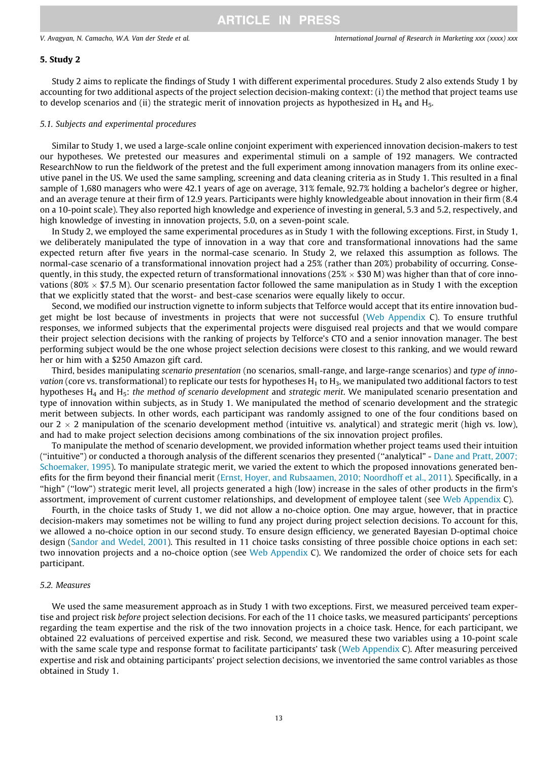## 5. Study 2

Study 2 aims to replicate the findings of Study 1 with different experimental procedures. Study 2 also extends Study 1 by accounting for two additional aspects of the project selection decision-making context: (i) the method that project teams use to develop scenarios and (ii) the strategic merit of innovation projects as hypothesized in $H_4$ and $H_5$.

### 5.1. Subjects and experimental procedures

Similar to Study 1, we used a large-scale online conjoint experiment with experienced innovation decision-makers to test our hypotheses. We pretested our measures and experimental stimuli on a sample of 192 managers. We contracted ResearchNow to run the fieldwork of the pretest and the full experiment among innovation managers from its online executive panel in the US. We used the same sampling, screening and data cleaning criteria as in Study 1. This resulted in a final sample of 1,680 managers who were 42.1 years of age on average, 31% female, 92.7% holding a bachelor's degree or higher, and an average tenure at their firm of 12.9 years. Participants were highly knowledgeable about innovation in their firm (8.4 on a 10-point scale). They also reported high knowledge and experience of investing in general, 5.3 and 5.2, respectively, and high knowledge of investing in innovation projects, 5.0, on a seven-point scale.

In Study 2, we employed the same experimental procedures as in Study 1 with the following exceptions. First, in Study 1, we deliberately manipulated the type of innovation in a way that core and transformational innovations had the same expected return after five years in the normal-case scenario. In Study 2, we relaxed this assumption as follows. The normal-case scenario of a transformational innovation project had a 25% (rather than 20%) probability of occurring. Consequently, in this study, the expected return of transformational innovations (25% × $30 M) was higher than that of core innovations (80% × $7.5 M). Our scenario presentation factor followed the same manipulation as in Study 1 with the exception that we explicitly stated that the worst- and best-case scenarios were equally likely to occur.

Second, we modified our instruction vignette to inform subjects that Telforce would accept that its entire innovation budget might be lost because of investments in projects that were not successful (Web Appendix C). To ensure truthful responses, we informed subjects that the experimental projects were disguised real projects and that we would compare their project selection decisions with the ranking of projects by Telforce's CTO and a senior innovation manager. The best performing subject would be the one whose project selection decisions were closest to this ranking, and we would reward her or him with a $250 Amazon gift card.

Third, besides manipulating *scenario presentation* (no scenarios, small-range, and large-range scenarios) and *type of innovation* (core vs. transformational) to replicate our tests for hypotheses $H_1$ to $H_3$, we manipulated two additional factors to test hypotheses $H_4$ and $H_5$: *the method of scenario development* and *strategic merit*. We manipulated scenario presentation and type of innovation within subjects, as in Study 1. We manipulated the method of scenario development and the strategic merit between subjects. In other words, each participant was randomly assigned to one of the four conditions based on our 2 × 2 manipulation of the scenario development method (intuitive vs. analytical) and strategic merit (high vs. low), and had to make project selection decisions among combinations of the six innovation project profiles.

To manipulate the method of scenario development, we provided information whether project teams used their intuition ("intuitive") or conducted a thorough analysis of the different scenarios they presented ("analytical" - Dane and Pratt, 2007; Schoemaker, 1995). To manipulate strategic merit, we varied the extent to which the proposed innovations generated benefits for the firm beyond their financial merit (Ernst, Hoyer, and Rubsaamen, 2010; Noordhoff et al., 2011). Specifically, in a "high" ("low") strategic merit level, all projects generated a high (low) increase in the sales of other products in the firm's assortment, improvement of current customer relationships, and development of employee talent (see Web Appendix C).

Fourth, in the choice tasks of Study 1, we did not allow a no-choice option. One may argue, however, that in practice decision-makers may sometimes not be willing to fund any project during project selection decisions. To account for this, we allowed a no-choice option in our second study. To ensure design efficiency, we generated Bayesian D-optimal choice design (Sandor and Wedel, 2001). This resulted in 11 choice tasks consisting of three possible choice options in each set: two innovation projects and a no-choice option (see Web Appendix C). We randomized the order of choice sets for each participant.

### 5.2. Measures

We used the same measurement approach as in Study 1 with two exceptions. First, we measured perceived team expertise and project risk *before* project selection decisions. For each of the 11 choice tasks, we measured participants' perceptions regarding the team expertise and the risk of the two innovation projects in a choice task. Hence, for each participant, we obtained 22 evaluations of perceived expertise and risk. Second, we measured these two variables using a 10-point scale with the same scale type and response format to facilitate participants' task (Web Appendix C). After measuring perceived expertise and risk and obtaining participants' project selection decisions, we inventoried the same control variables as those obtained in Study 1.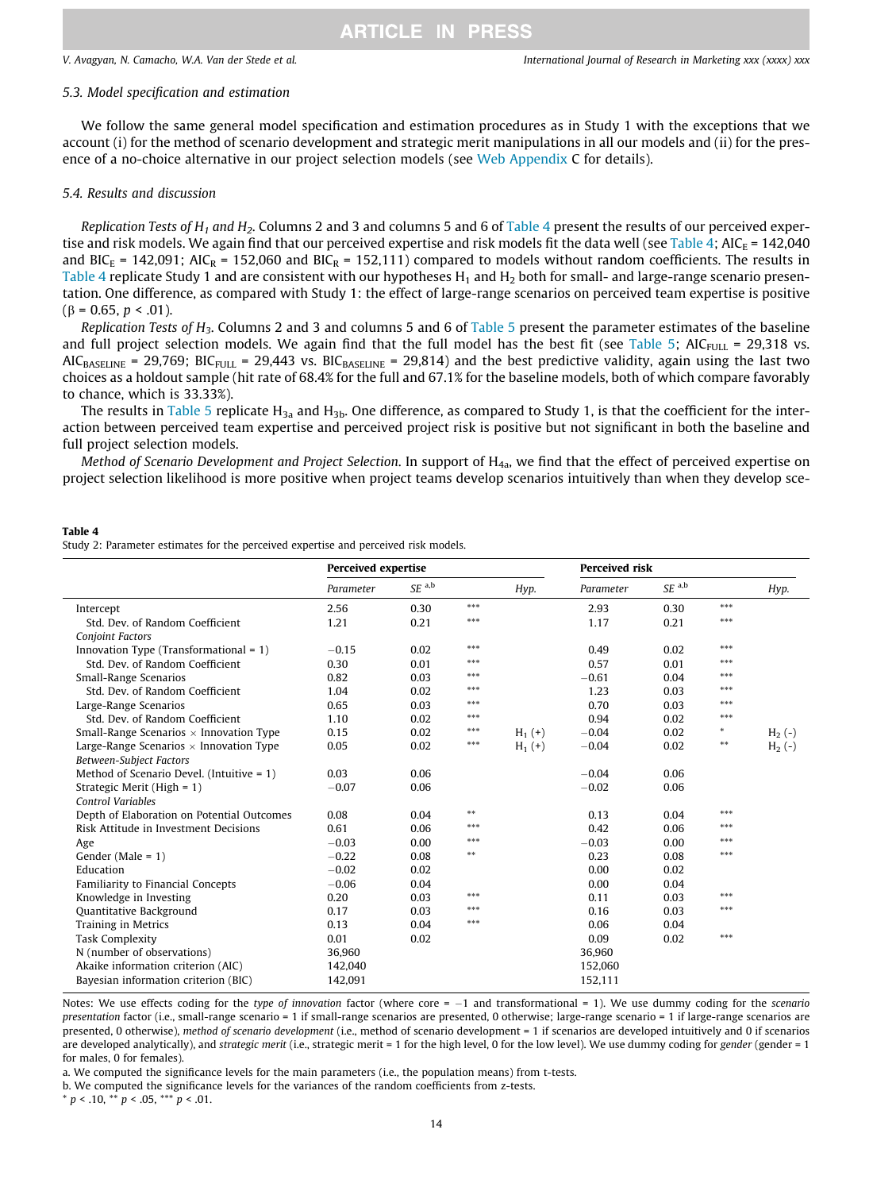### 5.3. Model specification and estimation

We follow the same general model specification and estimation procedures as in Study 1 with the exceptions that we account (i) for the method of scenario development and strategic merit manipulations in all our models and (ii) for the presence of a no-choice alternative in our project selection models (see Web Appendix C for details).

### 5.4. Results and discussion

*Replication Tests of $H_1$ and $H_2$.* Columns 2 and 3 and columns 5 and 6 of Table 4 present the results of our perceived expertise and risk models. We again find that our perceived expertise and risk models fit the data well (see Table 4; $AIC_E$ = 142,040 and $BIC_E$ = 142,091; $AIC_R$ = 152,060 and $BIC_R$ = 152,111) compared to models without random coefficients. The results in Table 4 replicate Study 1 and are consistent with our hypotheses $H_1$ and $H_2$ both for small- and large-range scenario presentation. One difference, as compared with Study 1: the effect of large-range scenarios on perceived team expertise is positive ($\beta$ = 0.65, $p < .01$).

*Replication Tests of $H_3$.* Columns 2 and 3 and columns 5 and 6 of Table 5 present the parameter estimates of the baseline and full project selection models. We again find that the full model has the best fit (see Table 5; $AIC_{FULL}$ = 29,318 vs. $AIC_{BASELINE}$ = 29,769; $BIC_{FULL}$ = 29,443 vs. $BIC_{BASELINE}$ = 29,814) and the best predictive validity, again using the last two choices as a holdout sample (hit rate of 68.4% for the full and 67.1% for the baseline models, both of which compare favorably to chance, which is 33.33%).

The results in Table 5 replicate $H_{3a}$ and $H_{3b}$. One difference, as compared to Study 1, is that the coefficient for the interaction between perceived team expertise and perceived project risk is positive but not significant in both the baseline and full project selection models.

*Method of Scenario Development and Project Selection.* In support of $H_{4a}$, we find that the effect of perceived expertise on project selection likelihood is more positive when project teams develop scenarios intuitively than when they develop sce-

**Table 4**
Study 2: Parameter estimates for the perceived expertise and perceived risk models.

| | Perceived expertise | | | | Perceived risk | | | |
|---|---|---|---|---|---|---|---|---|
| | *Parameter* | *SE* [a,b] | | *Hyp.* | *Parameter* | *SE* [a,b] | | *Hyp.* |
| Intercept | 2.56 | 0.30 | *** | | 2.93 | 0.30 | *** | |
| Std. Dev. of Random Coefficient | 1.21 | 0.21 | *** | | 1.17 | 0.21 | *** | |
| *Conjoint Factors* | | | | | | | | |
| Innovation Type (Transformational = 1) | −0.15 | 0.02 | *** | | 0.49 | 0.02 | *** | |
| Std. Dev. of Random Coefficient | 0.30 | 0.01 | *** | | 0.57 | 0.01 | *** | |
| Small-Range Scenarios | 0.82 | 0.03 | *** | | −0.61 | 0.04 | *** | |
| Std. Dev. of Random Coefficient | 1.04 | 0.02 | *** | | 1.23 | 0.03 | *** | |
| Large-Range Scenarios | 0.65 | 0.03 | *** | | 0.70 | 0.03 | *** | |
| Std. Dev. of Random Coefficient | 1.10 | 0.02 | *** | | 0.94 | 0.02 | *** | |
| Small-Range Scenarios × Innovation Type | 0.15 | 0.02 | *** | $H_1$ (+) | −0.04 | 0.02 | * | $H_2$ (-) |
| Large-Range Scenarios × Innovation Type | 0.05 | 0.02 | *** | $H_1$ (+) | −0.04 | 0.02 | ** | $H_2$ (-) |
| *Between-Subject Factors* | | | | | | | | |
| Method of Scenario Devel. (Intuitive = 1) | 0.03 | 0.06 | | | −0.04 | 0.06 | | |
| Strategic Merit (High = 1) | −0.07 | 0.06 | | | −0.02 | 0.06 | | |
| *Control Variables* | | | | | | | | |
| Depth of Elaboration on Potential Outcomes | 0.08 | 0.04 | ** | | 0.13 | 0.04 | *** | |
| Risk Attitude in Investment Decisions | 0.61 | 0.06 | *** | | 0.42 | 0.06 | *** | |
| Age | −0.03 | 0.00 | *** | | −0.03 | 0.00 | *** | |
| Gender (Male = 1) | −0.22 | 0.08 | ** | | 0.23 | 0.08 | *** | |
| Education | −0.02 | 0.02 | | | 0.00 | 0.02 | | |
| Familiarity to Financial Concepts | −0.06 | 0.04 | | | 0.00 | 0.04 | | |
| Knowledge in Investing | 0.20 | 0.03 | *** | | 0.11 | 0.03 | *** | |
| Quantitative Background | 0.17 | 0.03 | *** | | 0.16 | 0.03 | *** | |
| Training in Metrics | 0.13 | 0.04 | *** | | 0.06 | 0.04 | | |
| Task Complexity | 0.01 | 0.02 | | | 0.09 | 0.02 | *** | |
| N (number of observations) | 36,960 | | | | 36,960 | | | |
| Akaike information criterion (AIC) | 142,040 | | | | 152,060 | | | |
| Bayesian information criterion (BIC) | 142,091 | | | | 152,111 | | | |

Notes: We use effects coding for the *type of innovation* factor (where core = −1 and transformational = 1). We use dummy coding for the *scenario presentation* factor (i.e., small-range scenario = 1 if small-range scenarios are presented, 0 otherwise; large-range scenario = 1 if large-range scenarios are presented, 0 otherwise), *method of scenario development* (i.e., method of scenario development = 1 if scenarios are developed intuitively and 0 if scenarios are developed analytically), and *strategic merit* (i.e., strategic merit = 1 for the high level, 0 for the low level). We use dummy coding for *gender* (gender = 1 for males, 0 for females).

a. We computed the significance levels for the main parameters (i.e., the population means) from t-tests.

b. We computed the significance levels for the variances of the random coefficients from z-tests.

\* $p < .10$, \*\* $p < .05$, \*\*\* $p < .01$.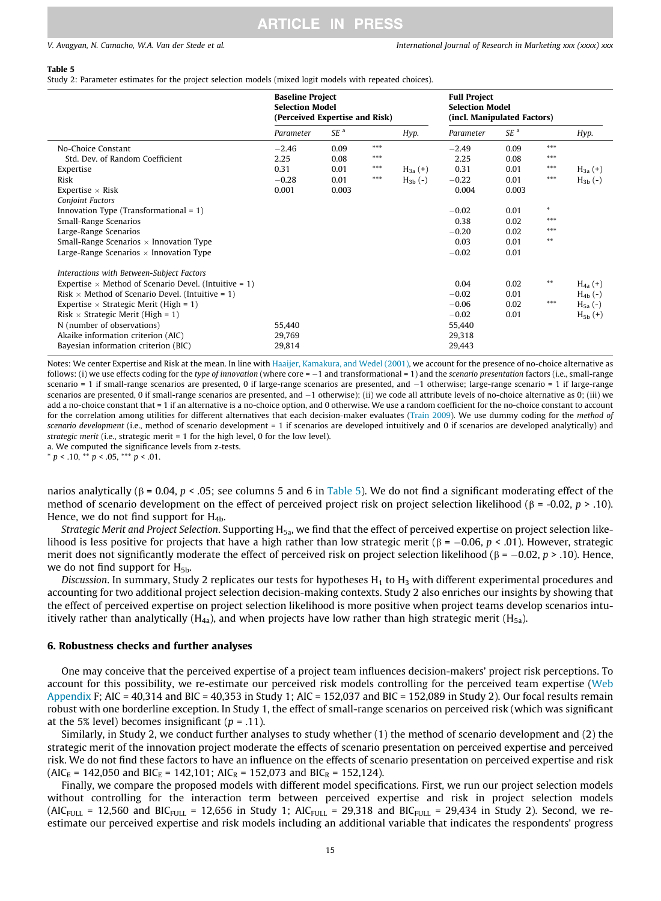**Table 5**
Study 2: Parameter estimates for the project selection models (mixed logit models with repeated choices).

| | Baseline Project Selection Model (Perceived Expertise and Risk) | | | | Full Project Selection Model (incl. Manipulated Factors) | | | |
|---|---|---|---|---|---|---|---|---|
| | *Parameter* | *SE* [a] | | *Hyp.* | *Parameter* | *SE* [a] | | *Hyp.* |
| No-Choice Constant | −2.46 | 0.09 | *** | | −2.49 | 0.09 | *** | |
| Std. Dev. of Random Coefficient | 2.25 | 0.08 | *** | | 2.25 | 0.08 | *** | |
| Expertise | 0.31 | 0.01 | *** | $H_{3a}$ (+) | 0.31 | 0.01 | *** | $H_{3a}$ (+) |
| Risk | −0.28 | 0.01 | *** | $H_{3b}$ (-) | −0.22 | 0.01 | *** | $H_{3b}$ (-) |
| Expertise × Risk | 0.001 | 0.003 | | | 0.004 | 0.003 | | |
| *Conjoint Factors* | | | | | | | | |
| Innovation Type (Transformational = 1) | | | | | −0.02 | 0.01 | * | |
| Small-Range Scenarios | | | | | 0.38 | 0.02 | *** | |
| Large-Range Scenarios | | | | | −0.20 | 0.02 | *** | |
| Small-Range Scenarios × Innovation Type | | | | | 0.03 | 0.01 | ** | |
| Large-Range Scenarios × Innovation Type | | | | | −0.02 | 0.01 | | |
| *Interactions with Between-Subject Factors* | | | | | | | | |
| Expertise × Method of Scenario Devel. (Intuitive = 1) | | | | | 0.04 | 0.02 | ** | $H_{4a}$ (+) |
| Risk × Method of Scenario Devel. (Intuitive = 1) | | | | | −0.02 | 0.01 | | $H_{4b}$ (-) |
| Expertise × Strategic Merit (High = 1) | | | | | −0.06 | 0.02 | *** | $H_{5a}$ (-) |
| Risk × Strategic Merit (High = 1) | | | | | −0.02 | 0.01 | | $H_{5b}$ (+) |
| N (number of observations) | 55,440 | | | | 55,440 | | | |
| Akaike information criterion (AIC) | 29,769 | | | | 29,318 | | | |
| Bayesian information criterion (BIC) | 29,814 | | | | 29,443 | | | |

Notes: We center Expertise and Risk at the mean. In line with Haaijer, Kamakura, and Wedel (2001), we account for the presence of no-choice alternative as follows: (i) we use effects coding for the *type of innovation* (where core = −1 and transformational = 1) and the *scenario presentation* factors (i.e., small-range scenario = 1 if small-range scenarios are presented, 0 if large-range scenarios are presented, and −1 otherwise; large-range scenario = 1 if large-range scenarios are presented, 0 if small-range scenarios are presented, and −1 otherwise); (ii) we code all attribute levels of no-choice alternative as 0; (iii) we add a no-choice constant that = 1 if an alternative is a no-choice option, and 0 otherwise. We use a random coefficient for the no-choice constant to account for the correlation among utilities for different alternatives that each decision-maker evaluates (Train 2009). We use dummy coding for the *method of scenario development* (i.e., method of scenario development = 1 if scenarios are developed intuitively and 0 if scenarios are developed analytically) and *strategic merit* (i.e., strategic merit = 1 for the high level, 0 for the low level).
a. We computed the significance levels from z-tests.
* $p < .10$, ** $p < .05$, *** $p < .01$.

narios analytically (β = 0.04, $p < .05$; see columns 5 and 6 in Table 5). We do not find a significant moderating effect of the method of scenario development on the effect of perceived project risk on project selection likelihood (β = -0.02, $p > .10$). Hence, we do not find support for $H_{4b}$.

*Strategic Merit and Project Selection*. Supporting $H_{5a}$, we find that the effect of perceived expertise on project selection likelihood is less positive for projects that have a high rather than low strategic merit (β = −0.06, $p < .01$). However, strategic merit does not significantly moderate the effect of perceived risk on project selection likelihood (β = −0.02, $p > .10$). Hence, we do not find support for $H_{5b}$.

*Discussion*. In summary, Study 2 replicates our tests for hypotheses $H_1$ to $H_3$ with different experimental procedures and accounting for two additional project selection decision-making contexts. Study 2 also enriches our insights by showing that the effect of perceived expertise on project selection likelihood is more positive when project teams develop scenarios intuitively rather than analytically ($H_{4a}$), and when projects have low rather than high strategic merit ($H_{5a}$).

## 6. Robustness checks and further analyses

One may conceive that the perceived expertise of a project team influences decision-makers' project risk perceptions. To account for this possibility, we re-estimate our perceived risk models controlling for the perceived team expertise (Web Appendix F; AIC = 40,314 and BIC = 40,353 in Study 1; AIC = 152,037 and BIC = 152,089 in Study 2). Our focal results remain robust with one borderline exception. In Study 1, the effect of small-range scenarios on perceived risk (which was significant at the 5% level) becomes insignificant ($p = .11$).

Similarly, in Study 2, we conduct further analyses to study whether (1) the method of scenario development and (2) the strategic merit of the innovation project moderate the effects of scenario presentation on perceived expertise and perceived risk. We do not find these factors to have an influence on the effects of scenario presentation on perceived expertise and risk ($AIC_E$ = 142,050 and $BIC_E$ = 142,101; $AIC_R$ = 152,073 and $BIC_R$ = 152,124).

Finally, we compare the proposed models with different model specifications. First, we run our project selection models without controlling for the interaction term between perceived expertise and risk in project selection models ($AIC_{FULL}$ = 12,560 and $BIC_{FULL}$ = 12,656 in Study 1; $AIC_{FULL}$ = 29,318 and $BIC_{FULL}$ = 29,434 in Study 2). Second, we re-estimate our perceived expertise and risk models including an additional variable that indicates the respondents' progress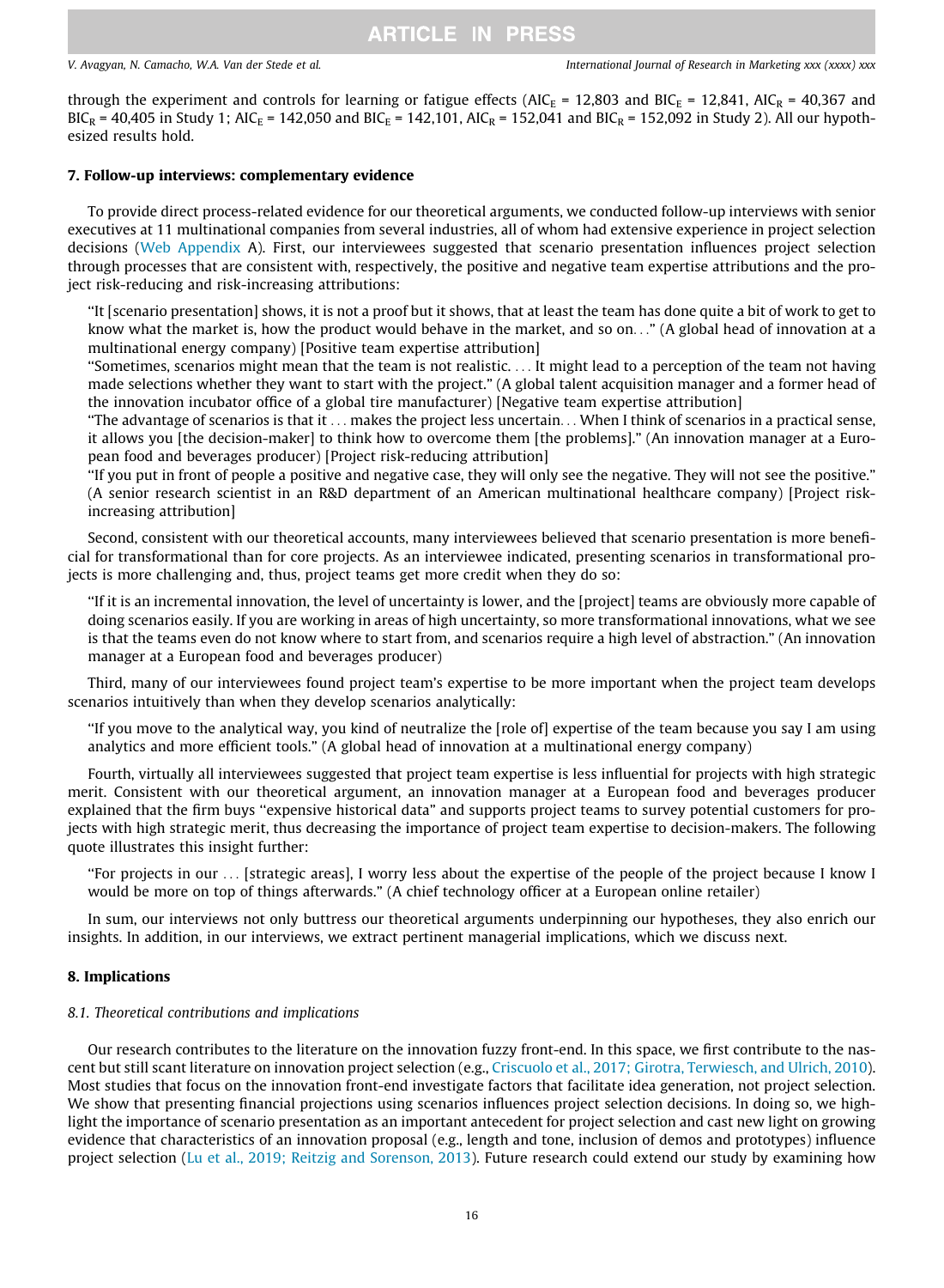through the experiment and controls for learning or fatigue effects ($AIC_E$ = 12,803 and $BIC_E$ = 12,841, $AIC_R$ = 40,367 and $BIC_R$ = 40,405 in Study 1; $AIC_E$ = 142,050 and $BIC_E$ = 142,101, $AIC_R$ = 152,041 and $BIC_R$ = 152,092 in Study 2). All our hypothesized results hold.

## 7. Follow-up interviews: complementary evidence

To provide direct process-related evidence for our theoretical arguments, we conducted follow-up interviews with senior executives at 11 multinational companies from several industries, all of whom had extensive experience in project selection decisions (Web Appendix A). First, our interviewees suggested that scenario presentation influences project selection through processes that are consistent with, respectively, the positive and negative team expertise attributions and the project risk-reducing and risk-increasing attributions:

> "It [scenario presentation] shows, it is not a proof but it shows, that at least the team has done quite a bit of work to get to know what the market is, how the product would behave in the market, and so on..." (A global head of innovation at a multinational energy company) [Positive team expertise attribution]
>
> "Sometimes, scenarios might mean that the team is not realistic. ... It might lead to a perception of the team not having made selections whether they want to start with the project." (A global talent acquisition manager and a former head of the innovation incubator office of a global tire manufacturer) [Negative team expertise attribution]
>
> "The advantage of scenarios is that it ... makes the project less uncertain... When I think of scenarios in a practical sense, it allows you [the decision-maker] to think how to overcome them [the problems]." (An innovation manager at a European food and beverages producer) [Project risk-reducing attribution]
>
> "If you put in front of people a positive and negative case, they will only see the negative. They will not see the positive." (A senior research scientist in an R&D department of an American multinational healthcare company) [Project risk-increasing attribution]

Second, consistent with our theoretical accounts, many interviewees believed that scenario presentation is more beneficial for transformational than for core projects. As an interviewee indicated, presenting scenarios in transformational projects is more challenging and, thus, project teams get more credit when they do so:

> "If it is an incremental innovation, the level of uncertainty is lower, and the [project] teams are obviously more capable of doing scenarios easily. If you are working in areas of high uncertainty, so more transformational innovations, what we see is that the teams even do not know where to start from, and scenarios require a high level of abstraction." (An innovation manager at a European food and beverages producer)

Third, many of our interviewees found project team's expertise to be more important when the project team develops scenarios intuitively than when they develop scenarios analytically:

> "If you move to the analytical way, you kind of neutralize the [role of] expertise of the team because you say I am using analytics and more efficient tools." (A global head of innovation at a multinational energy company)

Fourth, virtually all interviewees suggested that project team expertise is less influential for projects with high strategic merit. Consistent with our theoretical argument, an innovation manager at a European food and beverages producer explained that the firm buys "expensive historical data" and supports project teams to survey potential customers for projects with high strategic merit, thus decreasing the importance of project team expertise to decision-makers. The following quote illustrates this insight further:

> "For projects in our ... [strategic areas], I worry less about the expertise of the people of the project because I know I would be more on top of things afterwards." (A chief technology officer at a European online retailer)

In sum, our interviews not only buttress our theoretical arguments underpinning our hypotheses, they also enrich our insights. In addition, in our interviews, we extract pertinent managerial implications, which we discuss next.

## 8. Implications

### *8.1. Theoretical contributions and implications*

Our research contributes to the literature on the innovation fuzzy front-end. In this space, we first contribute to the nascent but still scant literature on innovation project selection (e.g., Criscuolo et al., 2017; Girotra, Terwiesch, and Ulrich, 2010). Most studies that focus on the innovation front-end investigate factors that facilitate idea generation, not project selection. We show that presenting financial projections using scenarios influences project selection decisions. In doing so, we highlight the importance of scenario presentation as an important antecedent for project selection and cast new light on growing evidence that characteristics of an innovation proposal (e.g., length and tone, inclusion of demos and prototypes) influence project selection (Lu et al., 2019; Reitzig and Sorenson, 2013). Future research could extend our study by examining how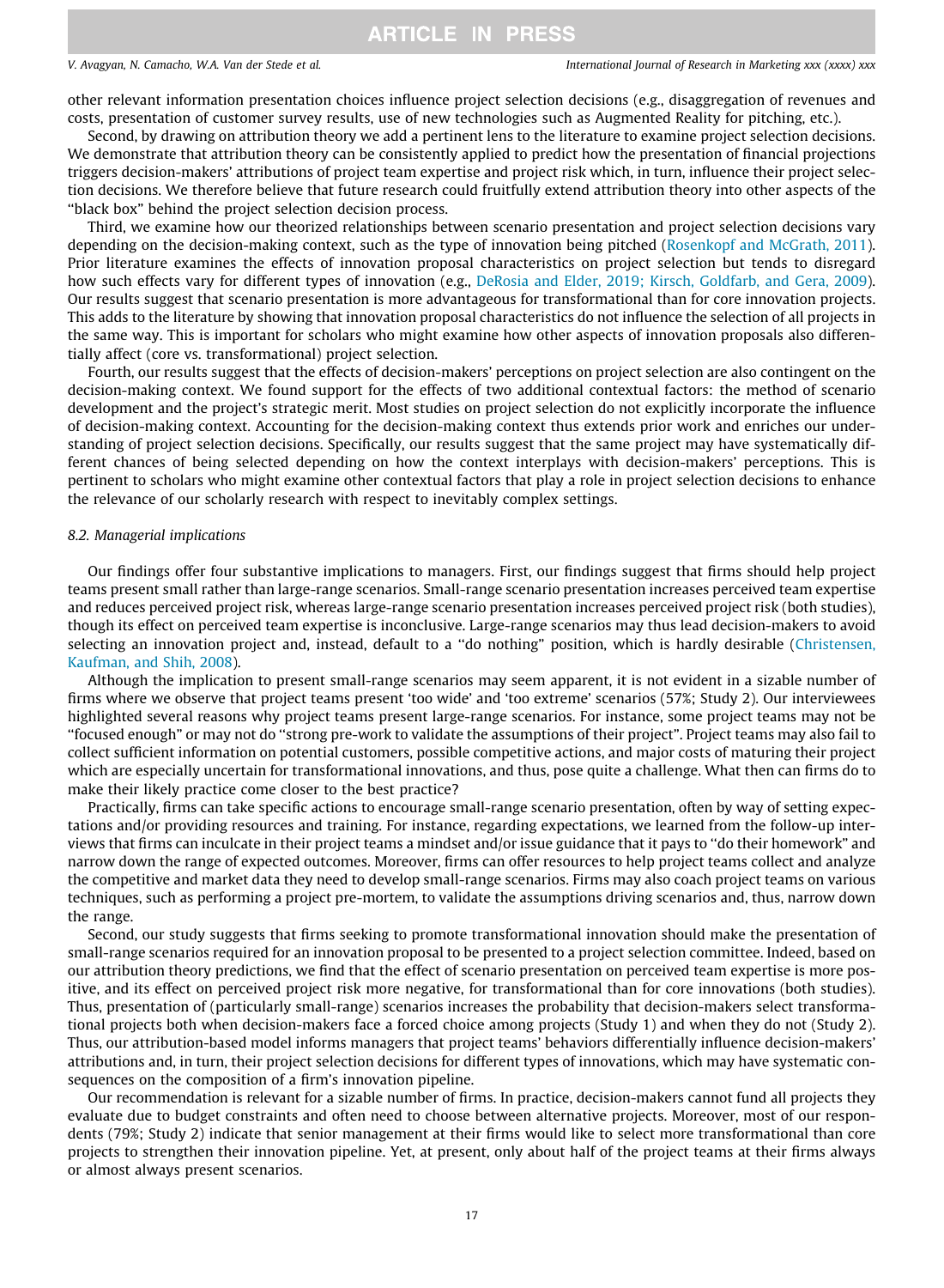other relevant information presentation choices influence project selection decisions (e.g., disaggregation of revenues and costs, presentation of customer survey results, use of new technologies such as Augmented Reality for pitching, etc.).

Second, by drawing on attribution theory we add a pertinent lens to the literature to examine project selection decisions. We demonstrate that attribution theory can be consistently applied to predict how the presentation of financial projections triggers decision-makers' attributions of project team expertise and project risk which, in turn, influence their project selection decisions. We therefore believe that future research could fruitfully extend attribution theory into other aspects of the "black box" behind the project selection decision process.

Third, we examine how our theorized relationships between scenario presentation and project selection decisions vary depending on the decision-making context, such as the type of innovation being pitched (Rosenkopf and McGrath, 2011). Prior literature examines the effects of innovation proposal characteristics on project selection but tends to disregard how such effects vary for different types of innovation (e.g., DeRosia and Elder, 2019; Kirsch, Goldfarb, and Gera, 2009). Our results suggest that scenario presentation is more advantageous for transformational than for core innovation projects. This adds to the literature by showing that innovation proposal characteristics do not influence the selection of all projects in the same way. This is important for scholars who might examine how other aspects of innovation proposals also differentially affect (core vs. transformational) project selection.

Fourth, our results suggest that the effects of decision-makers' perceptions on project selection are also contingent on the decision-making context. We found support for the effects of two additional contextual factors: the method of scenario development and the project's strategic merit. Most studies on project selection do not explicitly incorporate the influence of decision-making context. Accounting for the decision-making context thus extends prior work and enriches our understanding of project selection decisions. Specifically, our results suggest that the same project may have systematically different chances of being selected depending on how the context interplays with decision-makers' perceptions. This is pertinent to scholars who might examine other contextual factors that play a role in project selection decisions to enhance the relevance of our scholarly research with respect to inevitably complex settings.

### *8.2. Managerial implications*

Our findings offer four substantive implications to managers. First, our findings suggest that firms should help project teams present small rather than large-range scenarios. Small-range scenario presentation increases perceived team expertise and reduces perceived project risk, whereas large-range scenario presentation increases perceived project risk (both studies), though its effect on perceived team expertise is inconclusive. Large-range scenarios may thus lead decision-makers to avoid selecting an innovation project and, instead, default to a "do nothing" position, which is hardly desirable (Christensen, Kaufman, and Shih, 2008).

Although the implication to present small-range scenarios may seem apparent, it is not evident in a sizable number of firms where we observe that project teams present 'too wide' and 'too extreme' scenarios (57%; Study 2). Our interviewees highlighted several reasons why project teams present large-range scenarios. For instance, some project teams may not be "focused enough" or may not do "strong pre-work to validate the assumptions of their project". Project teams may also fail to collect sufficient information on potential customers, possible competitive actions, and major costs of maturing their project which are especially uncertain for transformational innovations, and thus, pose quite a challenge. What then can firms do to make their likely practice come closer to the best practice?

Practically, firms can take specific actions to encourage small-range scenario presentation, often by way of setting expectations and/or providing resources and training. For instance, regarding expectations, we learned from the follow-up interviews that firms can inculcate in their project teams a mindset and/or issue guidance that it pays to "do their homework" and narrow down the range of expected outcomes. Moreover, firms can offer resources to help project teams collect and analyze the competitive and market data they need to develop small-range scenarios. Firms may also coach project teams on various techniques, such as performing a project pre-mortem, to validate the assumptions driving scenarios and, thus, narrow down the range.

Second, our study suggests that firms seeking to promote transformational innovation should make the presentation of small-range scenarios required for an innovation proposal to be presented to a project selection committee. Indeed, based on our attribution theory predictions, we find that the effect of scenario presentation on perceived team expertise is more positive, and its effect on perceived project risk more negative, for transformational than for core innovations (both studies). Thus, presentation of (particularly small-range) scenarios increases the probability that decision-makers select transformational projects both when decision-makers face a forced choice among projects (Study 1) and when they do not (Study 2). Thus, our attribution-based model informs managers that project teams' behaviors differentially influence decision-makers' attributions and, in turn, their project selection decisions for different types of innovations, which may have systematic consequences on the composition of a firm's innovation pipeline.

Our recommendation is relevant for a sizable number of firms. In practice, decision-makers cannot fund all projects they evaluate due to budget constraints and often need to choose between alternative projects. Moreover, most of our respondents (79%; Study 2) indicate that senior management at their firms would like to select more transformational than core projects to strengthen their innovation pipeline. Yet, at present, only about half of the project teams at their firms always or almost always present scenarios.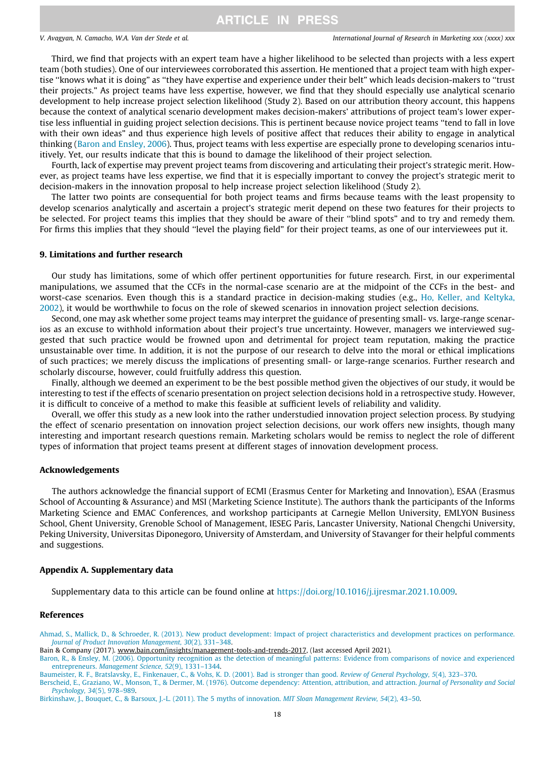Third, we find that projects with an expert team have a higher likelihood to be selected than projects with a less expert team (both studies). One of our interviewees corroborated this assertion. He mentioned that a project team with high expertise "knows what it is doing" as "they have expertise and experience under their belt" which leads decision-makers to "trust their projects." As project teams have less expertise, however, we find that they should especially use analytical scenario development to help increase project selection likelihood (Study 2). Based on our attribution theory account, this happens because the context of analytical scenario development makes decision-makers' attributions of project team's lower expertise less influential in guiding project selection decisions. This is pertinent because novice project teams "tend to fall in love with their own ideas" and thus experience high levels of positive affect that reduces their ability to engage in analytical thinking (Baron and Ensley, 2006). Thus, project teams with less expertise are especially prone to developing scenarios intuitively. Yet, our results indicate that this is bound to damage the likelihood of their project selection.

Fourth, lack of expertise may prevent project teams from discovering and articulating their project's strategic merit. However, as project teams have less expertise, we find that it is especially important to convey the project's strategic merit to decision-makers in the innovation proposal to help increase project selection likelihood (Study 2).

The latter two points are consequential for both project teams and firms because teams with the least propensity to develop scenarios analytically and ascertain a project's strategic merit depend on these two features for their projects to be selected. For project teams this implies that they should be aware of their "blind spots" and to try and remedy them. For firms this implies that they should "level the playing field" for their project teams, as one of our interviewees put it.

## 9. Limitations and further research

Our study has limitations, some of which offer pertinent opportunities for future research. First, in our experimental manipulations, we assumed that the CCFs in the normal-case scenario are at the midpoint of the CCFs in the best- and worst-case scenarios. Even though this is a standard practice in decision-making studies (e.g., Ho, Keller, and Keltyka, 2002), it would be worthwhile to focus on the role of skewed scenarios in innovation project selection decisions.

Second, one may ask whether some project teams may interpret the guidance of presenting small- vs. large-range scenarios as an excuse to withhold information about their project's true uncertainty. However, managers we interviewed suggested that such practice would be frowned upon and detrimental for project team reputation, making the practice unsustainable over time. In addition, it is not the purpose of our research to delve into the moral or ethical implications of such practices; we merely discuss the implications of presenting small- or large-range scenarios. Further research and scholarly discourse, however, could fruitfully address this question.

Finally, although we deemed an experiment to be the best possible method given the objectives of our study, it would be interesting to test if the effects of scenario presentation on project selection decisions hold in a retrospective study. However, it is difficult to conceive of a method to make this feasible at sufficient levels of reliability and validity.

Overall, we offer this study as a new look into the rather understudied innovation project selection process. By studying the effect of scenario presentation on innovation project selection decisions, our work offers new insights, though many interesting and important research questions remain. Marketing scholars would be remiss to neglect the role of different types of information that project teams present at different stages of innovation development process.

## Acknowledgements

The authors acknowledge the financial support of ECMI (Erasmus Center for Marketing and Innovation), ESAA (Erasmus School of Accounting & Assurance) and MSI (Marketing Science Institute). The authors thank the participants of the Informs Marketing Science and EMAC Conferences, and workshop participants at Carnegie Mellon University, EMLYON Business School, Ghent University, Grenoble School of Management, IESEG Paris, Lancaster University, National Chengchi University, Peking University, Universitas Diponegoro, University of Amsterdam, and University of Stavanger for their helpful comments and suggestions.

## Appendix A. Supplementary data

Supplementary data to this article can be found online at https://doi.org/10.1016/j.ijresmar.2021.10.009.

## References

Ahmad, S., Mallick, D., & Schroeder, R. (2013). New product development: Impact of project characteristics and development practices on performance. *Journal of Product Innovation Management, 30*(2), 331–348.

Bain & Company (2017). www.bain.com/insights/management-tools-and-trends-2017, (last accessed April 2021).

Baron, R., & Ensley, M. (2006). Opportunity recognition as the detection of meaningful patterns: Evidence from comparisons of novice and experienced entrepreneurs. *Management Science, 52*(9), 1331–1344.

Baumeister, R. F., Bratslavsky, E., Finkenauer, C., & Vohs, K. D. (2001). Bad is stronger than good. *Review of General Psychology, 5*(4), 323–370.

Berscheid, E., Graziano, W., Monson, T., & Dermer, M. (1976). Outcome dependency: Attention, attribution, and attraction. *Journal of Personality and Social Psychology, 34*(5), 978–989.

Birkinshaw, J., Bouquet, C., & Barsoux, J.-L. (2011). The 5 myths of innovation. *MIT Sloan Management Review, 54*(2), 43–50.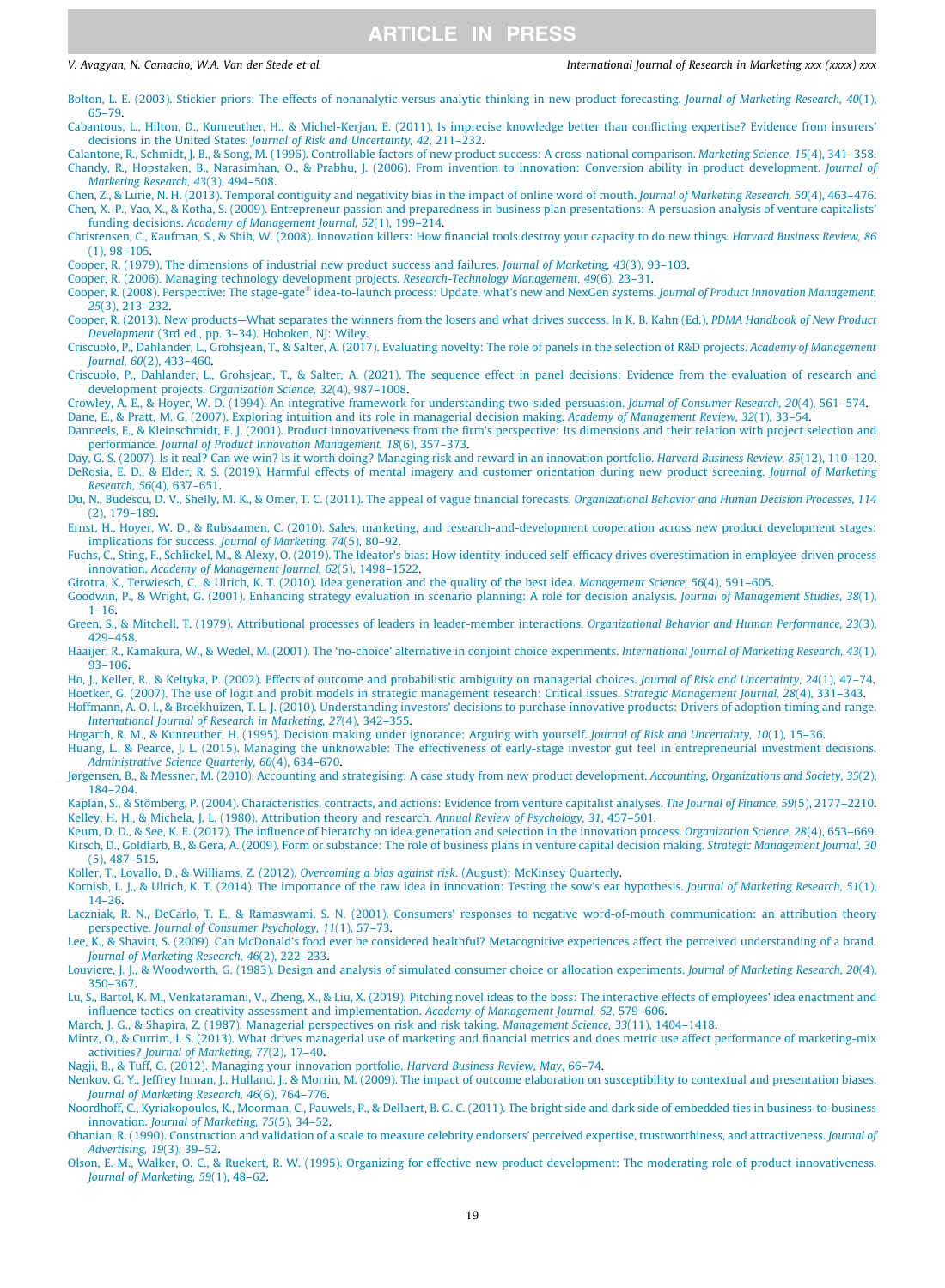Bolton, L. E. (2003). Stickier priors: The effects of nonanalytic versus analytic thinking in new product forecasting. *Journal of Marketing Research, 40*(1), 65–79.

Cabantous, L., Hilton, D., Kunreuther, H., & Michel-Kerjan, E. (2011). Is imprecise knowledge better than conflicting expertise? Evidence from insurers' decisions in the United States. *Journal of Risk and Uncertainty, 42*, 211–232.

Calantone, R., Schmidt, J. B., & Song, M. (1996). Controllable factors of new product success: A cross-national comparison. *Marketing Science, 15*(4), 341–358.

Chandy, R., Hopstaken, B., Narasimhan, O., & Prabhu, J. (2006). From invention to innovation: Conversion ability in product development. *Journal of Marketing Research, 43*(3), 494–508.

Chen, Z., & Lurie, N. H. (2013). Temporal contiguity and negativity bias in the impact of online word of mouth. *Journal of Marketing Research, 50*(4), 463–476.

Chen, X.-P., Yao, X., & Kotha, S. (2009). Entrepreneur passion and preparedness in business plan presentations: A persuasion analysis of venture capitalists' funding decisions. *Academy of Management Journal, 52*(1), 199–214.

Christensen, C., Kaufman, S., & Shih, W. (2008). Innovation killers: How financial tools destroy your capacity to do new things. *Harvard Business Review, 86*(1), 98–105.

Cooper, R. (1979). The dimensions of industrial new product success and failures. *Journal of Marketing, 43*(3), 93–103.

Cooper, R. (2006). Managing technology development projects. *Research-Technology Management, 49*(6), 23–31.

Cooper, R. (2008). Perspective: The stage-gate® idea-to-launch process: Update, what's new and NexGen systems. *Journal of Product Innovation Management, 25*(3), 213–232.

Cooper, R. (2013). New products—What separates the winners from the losers and what drives success. In K. B. Kahn (Ed.), *PDMA Handbook of New Product Development* (3rd ed., pp. 3–34). Hoboken, NJ: Wiley.

Criscuolo, P., Dahlander, L., Grohsjean, T., & Salter, A. (2017). Evaluating novelty: The role of panels in the selection of R&D projects. *Academy of Management Journal, 60*(2), 433–460.

Criscuolo, P., Dahlander, L., Grohsjean, T., & Salter, A. (2021). The sequence effect in panel decisions: Evidence from the evaluation of research and development projects. *Organization Science, 32*(4), 987–1008.

Crowley, A. E., & Hoyer, W. D. (1994). An integrative framework for understanding two-sided persuasion. *Journal of Consumer Research, 20*(4), 561–574.

Dane, E., & Pratt, M. G. (2007). Exploring intuition and its role in managerial decision making. *Academy of Management Review, 32*(1), 33–54.

Danneels, E., & Kleinschmidt, E. J. (2001). Product innovativeness from the firm's perspective: Its dimensions and their relation with project selection and performance. *Journal of Product Innovation Management, 18*(6), 357–373.

Day, G. S. (2007). Is it real? Can we win? Is it worth doing? Managing risk and reward in an innovation portfolio. *Harvard Business Review, 85*(12), 110–120.

DeRosia, E. D., & Elder, R. S. (2019). Harmful effects of mental imagery and customer orientation during new product screening. *Journal of Marketing Research, 56*(4), 637–651.

Du, N., Budescu, D. V., Shelly, M. K., & Omer, T. C. (2011). The appeal of vague financial forecasts. *Organizational Behavior and Human Decision Processes, 114*(2), 179–189.

Ernst, H., Hoyer, W. D., & Rubsaamen, C. (2010). Sales, marketing, and research-and-development cooperation across new product development stages: implications for success. *Journal of Marketing, 74*(5), 80–92.

Fuchs, C., Sting, F., Schlickel, M., & Alexy, O. (2019). The Ideator's bias: How identity-induced self-efficacy drives overestimation in employee-driven process innovation. *Academy of Management Journal, 62*(5), 1498–1522.

Girotra, K., Terwiesch, C., & Ulrich, K. T. (2010). Idea generation and the quality of the best idea. *Management Science, 56*(4), 591–605.

Goodwin, P., & Wright, G. (2001). Enhancing strategy evaluation in scenario planning: A role for decision analysis. *Journal of Management Studies, 38*(1), 1–16.

Green, S., & Mitchell, T. (1979). Attributional processes of leaders in leader-member interactions. *Organizational Behavior and Human Performance, 23*(3), 429–458.

Haaijer, R., Kamakura, W., & Wedel, M. (2001). The 'no-choice' alternative in conjoint choice experiments. *International Journal of Marketing Research, 43*(1), 93–106.

Ho, J., Keller, R., & Keltyka, P. (2002). Effects of outcome and probabilistic ambiguity on managerial choices. *Journal of Risk and Uncertainty, 24*(1), 47–74.

Hoetker, G. (2007). The use of logit and probit models in strategic management research: Critical issues. *Strategic Management Journal, 28*(4), 331–343.

Hoffmann, A. O. I., & Broekhuizen, T. L. J. (2010). Understanding investors' decisions to purchase innovative products: Drivers of adoption timing and range. *International Journal of Research in Marketing, 27*(4), 342–355.

Hogarth, R. M., & Kunreuther, H. (1995). Decision making under ignorance: Arguing with yourself. *Journal of Risk and Uncertainty, 10*(1), 15–36.

Huang, L., & Pearce, J. L. (2015). Managing the unknowable: The effectiveness of early-stage investor gut feel in entrepreneurial investment decisions. *Administrative Science Quarterly, 60*(4), 634–670.

Jørgensen, B., & Messner, M. (2010). Accounting and strategising: A case study from new product development. *Accounting, Organizations and Society, 35*(2), 184–204.

Kaplan, S., & Stömberg, P. (2004). Characteristics, contracts, and actions: Evidence from venture capitalist analyses. *The Journal of Finance, 59*(5), 2177–2210.

Kelley, H. H., & Michela, J. L. (1980). Attribution theory and research. *Annual Review of Psychology, 31*, 457–501.

Keum, D. D., & See, K. E. (2017). The influence of hierarchy on idea generation and selection in the innovation process. *Organization Science, 28*(4), 653–669.

Kirsch, D., Goldfarb, B., & Gera, A. (2009). Form or substance: The role of business plans in venture capital decision making. *Strategic Management Journal, 30*(5), 487–515.

Koller, T., Lovallo, D., & Williams, Z. (2012). *Overcoming a bias against risk*. (August): McKinsey Quarterly.

Kornish, L. J., & Ulrich, K. T. (2014). The importance of the raw idea in innovation: Testing the sow's ear hypothesis. *Journal of Marketing Research, 51*(1), 14–26.

Laczniak, R. N., DeCarlo, T. E., & Ramaswami, S. N. (2001). Consumers' responses to negative word-of-mouth communication: an attribution theory perspective. *Journal of Consumer Psychology, 11*(1), 57–73.

Lee, K., & Shavitt, S. (2009). Can McDonald's food ever be considered healthful? Metacognitive experiences affect the perceived understanding of a brand. *Journal of Marketing Research, 46*(2), 222–233.

Louviere, J. J., & Woodworth, G. (1983). Design and analysis of simulated consumer choice or allocation experiments. *Journal of Marketing Research, 20*(4), 350–367.

Lu, S., Bartol, K. M., Venkataramani, V., Zheng, X., & Liu, X. (2019). Pitching novel ideas to the boss: The interactive effects of employees' idea enactment and influence tactics on creativity assessment and implementation. *Academy of Management Journal, 62*, 579–606.

March, J. G., & Shapira, Z. (1987). Managerial perspectives on risk and risk taking. *Management Science, 33*(11), 1404–1418.

Mintz, O., & Currim, I. S. (2013). What drives managerial use of marketing and financial metrics and does metric use affect performance of marketing-mix activities? *Journal of Marketing, 77*(2), 17–40.

Nagji, B., & Tuff, G. (2012). Managing your innovation portfolio. *Harvard Business Review, May*, 66–74.

Nenkov, G. Y., Jeffrey Inman, J., Hulland, J., & Morrin, M. (2009). The impact of outcome elaboration on susceptibility to contextual and presentation biases. *Journal of Marketing Research, 46*(6), 764–776.

Noordhoff, C., Kyriakopoulos, K., Moorman, C., Pauwels, P., & Dellaert, B. G. C. (2011). The bright side and dark side of embedded ties in business-to-business innovation. *Journal of Marketing, 75*(5), 34–52.

Ohanian, R. (1990). Construction and validation of a scale to measure celebrity endorsers' perceived expertise, trustworthiness, and attractiveness. *Journal of Advertising, 19*(3), 39–52.

Olson, E. M., Walker, O. C., & Ruekert, R. W. (1995). Organizing for effective new product development: The moderating role of product innovativeness. *Journal of Marketing, 59*(1), 48–62.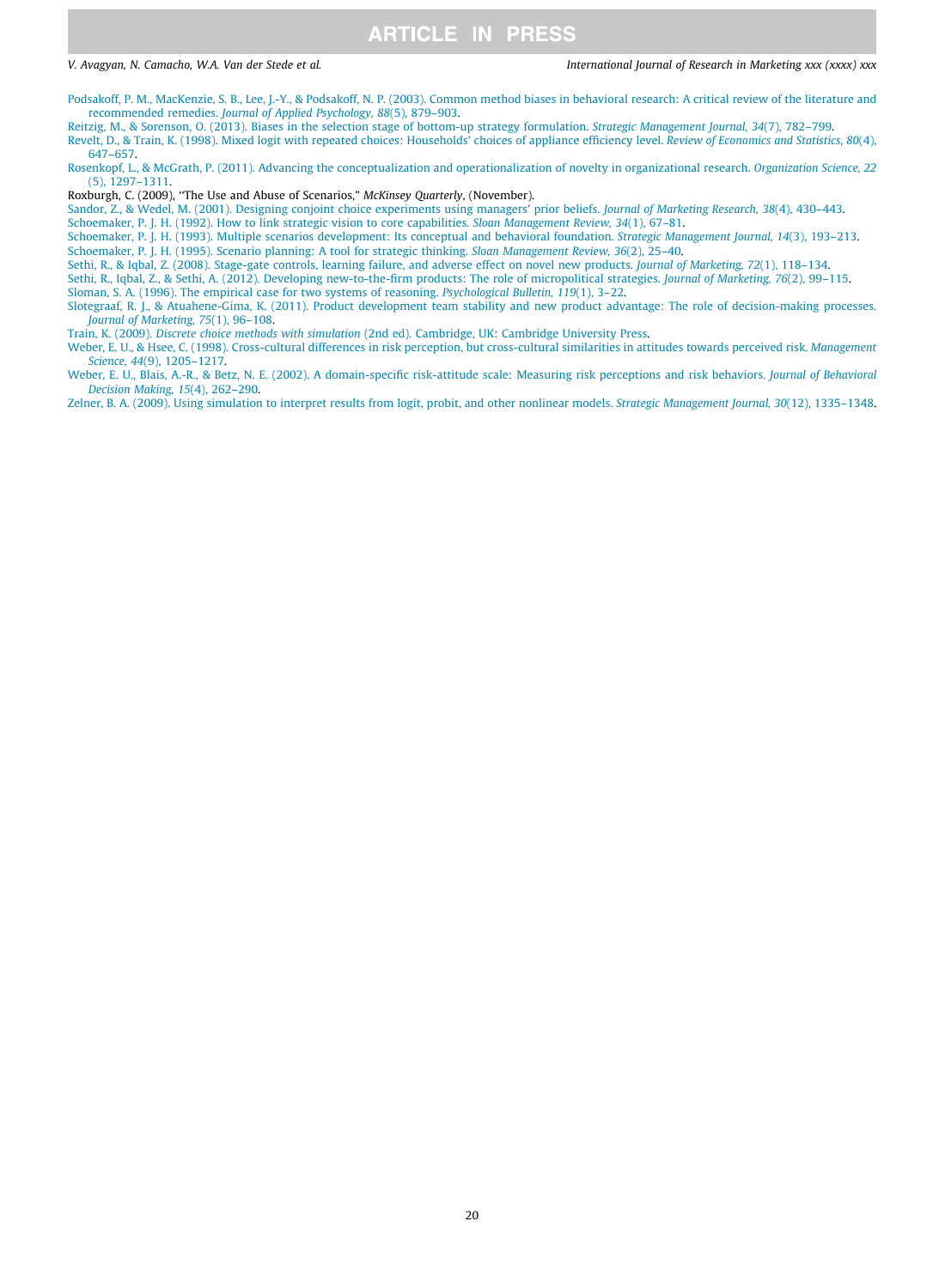Podsakoff, P. M., MacKenzie, S. B., Lee, J.-Y., & Podsakoff, N. P. (2003). Common method biases in behavioral research: A critical review of the literature and recommended remedies. *Journal of Applied Psychology, 88*(5), 879–903.

Reitzig, M., & Sorenson, O. (2013). Biases in the selection stage of bottom-up strategy formulation. *Strategic Management Journal, 34*(7), 782–799.

Revelt, D., & Train, K. (1998). Mixed logit with repeated choices: Households' choices of appliance efficiency level. *Review of Economics and Statistics, 80*(4), 647–657.

Rosenkopf, L., & McGrath, P. (2011). Advancing the conceptualization and operationalization of novelty in organizational research. *Organization Science, 22*(5), 1297–1311.

Roxburgh, C. (2009), "The Use and Abuse of Scenarios," *McKinsey Quarterly*, (November).

Sandor, Z., & Wedel, M. (2001). Designing conjoint choice experiments using managers' prior beliefs. *Journal of Marketing Research, 38*(4), 430–443.

Schoemaker, P. J. H. (1992). How to link strategic vision to core capabilities. *Sloan Management Review, 34*(1), 67–81.

Schoemaker, P. J. H. (1993). Multiple scenarios development: Its conceptual and behavioral foundation. *Strategic Management Journal, 14*(3), 193–213.

Schoemaker, P. J. H. (1995). Scenario planning: A tool for strategic thinking. *Sloan Management Review, 36*(2), 25–40.

Sethi, R., & Iqbal, Z. (2008). Stage-gate controls, learning failure, and adverse effect on novel new products. *Journal of Marketing, 72*(1), 118–134.

Sethi, R., Iqbal, Z., & Sethi, A. (2012). Developing new-to-the-firm products: The role of micropolitical strategies. *Journal of Marketing, 76*(2), 99–115.

Sloman, S. A. (1996). The empirical case for two systems of reasoning. *Psychological Bulletin, 119*(1), 3–22.

Slotegraaf, R. J., & Atuahene-Gima, K. (2011). Product development team stability and new product advantage: The role of decision-making processes. *Journal of Marketing, 75*(1), 96–108.

Train, K. (2009). *Discrete choice methods with simulation* (2nd ed). Cambridge, UK: Cambridge University Press.

Weber, E. U., & Hsee, C. (1998). Cross-cultural differences in risk perception, but cross-cultural similarities in attitudes towards perceived risk. *Management Science, 44*(9), 1205–1217.

Weber, E. U., Blais, A.-R., & Betz, N. E. (2002). A domain-specific risk-attitude scale: Measuring risk perceptions and risk behaviors. *Journal of Behavioral Decision Making, 15*(4), 262–290.

Zelner, B. A. (2009). Using simulation to interpret results from logit, probit, and other nonlinear models. *Strategic Management Journal, 30*(12), 1335–1348.